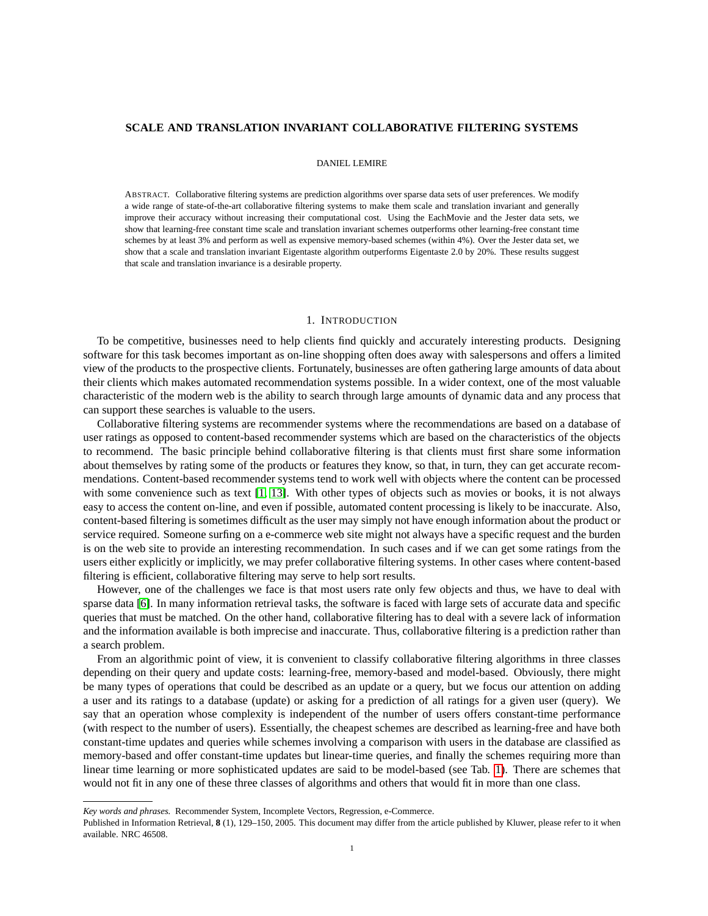# SCALE AND TRANSLATION INVARIANT COLLABORATIVE FILTERING SYSTEMS

DANIEL LEMIRE

ABSTRACT. Collaborative filtering systems are prediction algorithms over sparse data sets of user preferences. We modify a wide range of state-of-the-art collaborative filtering systems to make them scale and translation invariant and generally improve their accuracy without increasing their computational cost. Using the EachMovie and the Jester data sets, we show that learning-free constant time scale and translation invariant schemes outperforms other learning-free constant time schemes by at least 3% and perform as well as expensive memory-based schemes (within 4%). Over the Jester data set, we show that a scale and translation invariant Eigentaste algorithm outperforms Eigentaste 2.0 by 20%. These results suggest that scale and translation invariance is a desirable property.

## 1. INTRODUCTION

To be competitive, businesses need to help clients find quickly and accurately interesting products. Designing software for this task becomes important as on-line shopping often does away with salespersons and offers a limited view of the products to the prospective clients. Fortunately, businesses are often gathering large amounts of data about their clients which makes automated recommendation systems possible. In a wider context, one of the most valuable characteristic of the modern web is the ability to search through large amounts of dynamic data and any process that can support these searches is valuable to the users.

Collaborative filtering systems are recommender systems where the recommendations are based on a database of user ratings as opposed to content-based recommender systems which are based on the characteristics of the objects to recommend. The basic principle behind collaborative filtering is that clients must first share some information about themselves by rating some of the products or features they know, so that, in turn, they can get accurate recommendations. Content-based recommender systems tend to work well with objects where the content can be processed with some convenience such as text [1, 13]. With other types of objects such as movies or books, it is not always easy to access the content on-line, and even if possible, automated content processing is likely to be inaccurate. Also, content-based filtering is sometimes difficult as the user may simply not have enough information about the product or service required. Someone surfing on a e-commerce web site might not always have a specific request and the burden is on the web site to provide an interesting recommendation. In such cases and if we can get some ratings from the users either explicitly or implicitly, we may prefer collaborative filtering systems. In other cases where content-based filtering is efficient, collaborative filtering may serve to help sort results.

However, one of the challenges we face is that most users rate only few objects and thus, we have to deal with sparse data [6]. In many information retrieval tasks, the software is faced with large sets of accurate data and specific queries that must be matched. On the other hand, collaborative filtering has to deal with a severe lack of information and the information available is both imprecise and inaccurate. Thus, collaborative filtering is a prediction rather than a search problem.

From an algorithmic point of view, it is convenient to classify collaborative filtering algorithms in three classes depending on their query and update costs: learning-free, memory-based and model-based. Obviously, there might be many types of operations that could be described as an update or a query, but we focus our attention on adding a user and its ratings to a database (update) or asking for a prediction of all ratings for a given user (query). We say that an operation whose complexity is independent of the number of users offers constant-time performance (with respect to the number of users). Essentially, the cheapest schemes are described as learning-free and have both constant-time updates and queries while schemes involving a comparison with users in the database are classified as memory-based and offer constant-time updates but linear-time queries, and finally the schemes requiring more than linear time learning or more sophisticated updates are said to be model-based (see Tab. 1). There are schemes that would not fit in any one of these three classes of algorithms and others that would fit in more than one class.

---

*Key words and phrases.* Recommender System, Incomplete Vectors, Regression, e-Commerce.

Published in Information Retrieval, **8** (1), 129–150, 2005. This document may differ from the article published by Kluwer, please refer to it when available. NRC 46508.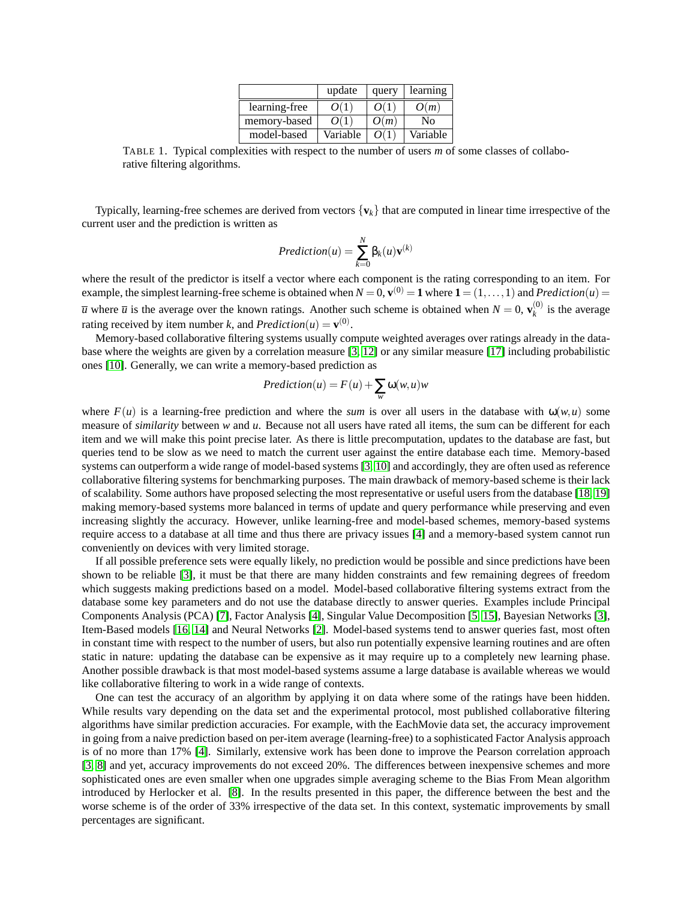|  | update | query | learning |
| --- | --- | --- | --- |
| learning-free | $O(1)$ | $O(1)$ | $O(m)$ |
| memory-based | $O(1)$ | $O(m)$ | No |
| model-based | Variable | $O(1)$ | Variable |

TABLE 1. Typical complexities with respect to the number of users $m$ of some classes of collaborative filtering algorithms.

Typically, learning-free schemes are derived from vectors $\{\mathbf{v}_k\}$ that are computed in linear time irrespective of the current user and the prediction is written as

$$Prediction(u) = \sum_{k=0}^{N} \beta_k(u)\mathbf{v}^{(k)}$$

where the result of the predictor is itself a vector where each component is the rating corresponding to an item. For example, the simplest learning-free scheme is obtained when $N = 0$, $\mathbf{v}^{(0)} = \mathbf{1}$ where $\mathbf{1} = (1,\ldots,1)$ and $Prediction(u) = \overline{u}$ where $\overline{u}$ is the average over the known ratings. Another such scheme is obtained when $N = 0$, $\mathbf{v}_k^{(0)}$ is the average rating received by item number $k$, and $Prediction(u) = \mathbf{v}^{(0)}$.

Memory-based collaborative filtering systems usually compute weighted averages over ratings already in the database where the weights are given by a correlation measure [3, 12] or any similar measure [17] including probabilistic ones [10]. Generally, we can write a memory-based prediction as

$$Prediction(u) = F(u) + \sum_{w} \omega(w,u)w$$

where $F(u)$ is a learning-free prediction and where the *sum* is over all users in the database with $\omega(w,u)$ some measure of *similarity* between $w$ and $u$. Because not all users have rated all items, the sum can be different for each item and we will make this point precise later. As there is little precomputation, updates to the database are fast, but queries tend to be slow as we need to match the current user against the entire database each time. Memory-based systems can outperform a wide range of model-based systems [3, 10] and accordingly, they are often used as reference collaborative filtering systems for benchmarking purposes. The main drawback of memory-based scheme is their lack of scalability. Some authors have proposed selecting the most representative or useful users from the database [18, 19] making memory-based systems more balanced in terms of update and query performance while preserving and even increasing slightly the accuracy. However, unlike learning-free and model-based schemes, memory-based systems require access to a database at all time and thus there are privacy issues [4] and a memory-based system cannot run conveniently on devices with very limited storage.

If all possible preference sets were equally likely, no prediction would be possible and since predictions have been shown to be reliable [3], it must be that there are many hidden constraints and few remaining degrees of freedom which suggests making predictions based on a model. Model-based collaborative filtering systems extract from the database some key parameters and do not use the database directly to answer queries. Examples include Principal Components Analysis (PCA) [7], Factor Analysis [4], Singular Value Decomposition [5, 15], Bayesian Networks [3], Item-Based models [16, 14] and Neural Networks [2]. Model-based systems tend to answer queries fast, most often in constant time with respect to the number of users, but also run potentially expensive learning routines and are often static in nature: updating the database can be expensive as it may require up to a completely new learning phase. Another possible drawback is that most model-based systems assume a large database is available whereas we would like collaborative filtering to work in a wide range of contexts.

One can test the accuracy of an algorithm by applying it on data where some of the ratings have been hidden. While results vary depending on the data set and the experimental protocol, most published collaborative filtering algorithms have similar prediction accuracies. For example, with the EachMovie data set, the accuracy improvement in going from a naive prediction based on per-item average (learning-free) to a sophisticated Factor Analysis approach is of no more than 17% [4]. Similarly, extensive work has been done to improve the Pearson correlation approach [3, 8] and yet, accuracy improvements do not exceed 20%. The differences between inexpensive schemes and more sophisticated ones are even smaller when one upgrades simple averaging scheme to the Bias From Mean algorithm introduced by Herlocker et al. [8]. In the results presented in this paper, the difference between the best and the worse scheme is of the order of 33% irrespective of the data set. In this context, systematic improvements by small percentages are significant.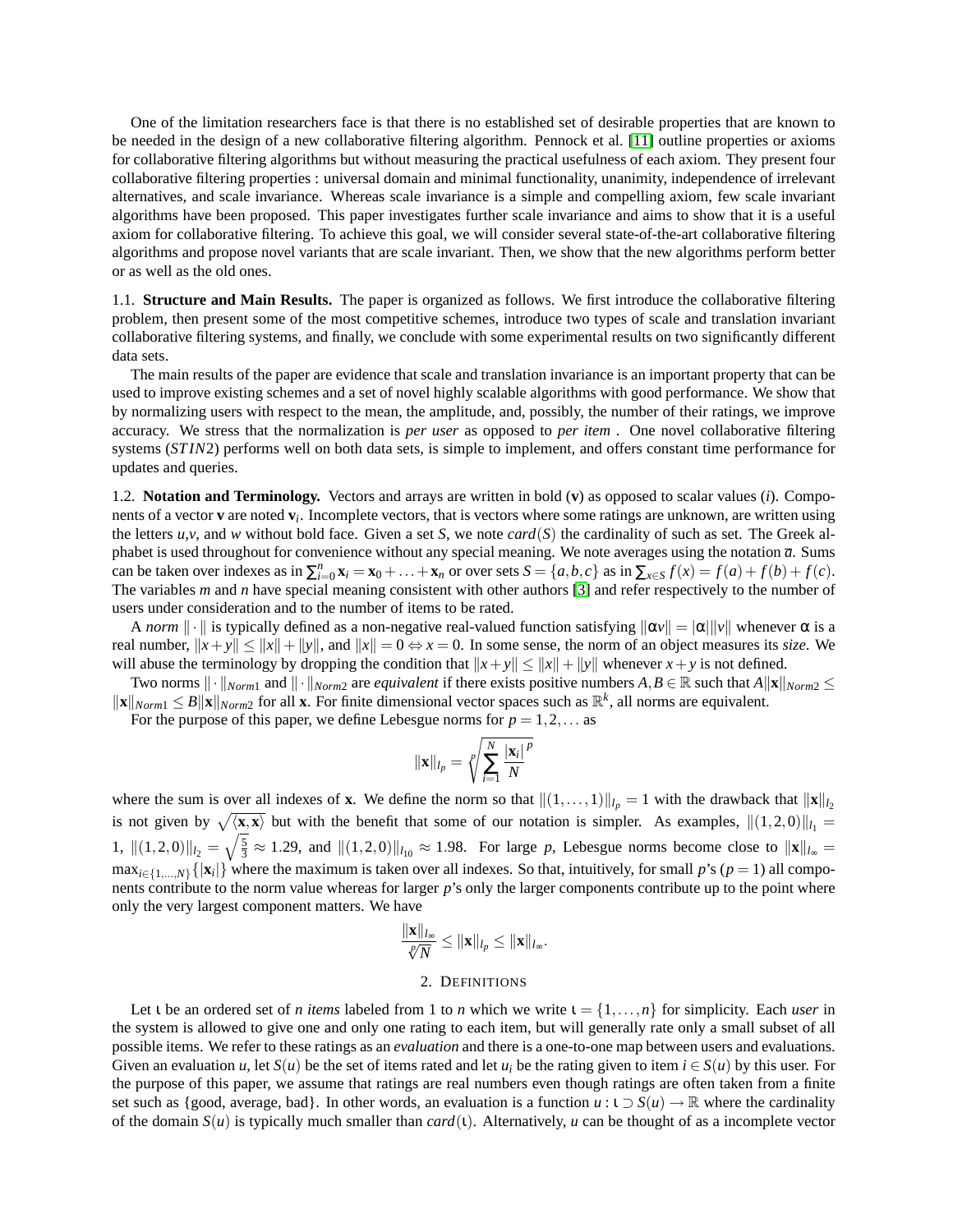One of the limitation researchers face is that there is no established set of desirable properties that are known to be needed in the design of a new collaborative filtering algorithm. Pennock et al. [11] outline properties or axioms for collaborative filtering algorithms but without measuring the practical usefulness of each axiom. They present four collaborative filtering properties : universal domain and minimal functionality, unanimity, independence of irrelevant alternatives, and scale invariance. Whereas scale invariance is a simple and compelling axiom, few scale invariant algorithms have been proposed. This paper investigates further scale invariance and aims to show that it is a useful axiom for collaborative filtering. To achieve this goal, we will consider several state-of-the-art collaborative filtering algorithms and propose novel variants that are scale invariant. Then, we show that the new algorithms perform better or as well as the old ones.

1.1. **Structure and Main Results.** The paper is organized as follows. We first introduce the collaborative filtering problem, then present some of the most competitive schemes, introduce two types of scale and translation invariant collaborative filtering systems, and finally, we conclude with some experimental results on two significantly different data sets.

The main results of the paper are evidence that scale and translation invariance is an important property that can be used to improve existing schemes and a set of novel highly scalable algorithms with good performance. We show that by normalizing users with respect to the mean, the amplitude, and, possibly, the number of their ratings, we improve accuracy. We stress that the normalization is *per user* as opposed to *per item* . One novel collaborative filtering systems ($STIN2$) performs well on both data sets, is simple to implement, and offers constant time performance for updates and queries.

1.2. **Notation and Terminology.** Vectors and arrays are written in bold ($\mathbf{v}$) as opposed to scalar values ($i$). Components of a vector $\mathbf{v}$ are noted $\mathbf{v}_i$. Incomplete vectors, that is vectors where some ratings are unknown, are written using the letters $u$,$v$, and $w$ without bold face. Given a set $S$, we note $card(S)$ the cardinality of such as set. The Greek alphabet is used throughout for convenience without any special meaning. We note averages using the notation $\overline{a}$. Sums can be taken over indexes as in $\sum_{i=0}^{n}\mathbf{x}_i = \mathbf{x}_0 + \ldots + \mathbf{x}_n$ or over sets $S = \{a,b,c\}$ as in $\sum_{x\in S} f(x) = f(a) + f(b) + f(c)$. The variables $m$ and $n$ have special meaning consistent with other authors [3] and refer respectively to the number of users under consideration and to the number of items to be rated.

A *norm* $\|\cdot\|$ is typically defined as a non-negative real-valued function satisfying $\|\alpha v\| = |\alpha|\|v\|$ whenever $\alpha$ is a real number, $\|x+y\| \leq \|x\| + \|y\|$, and $\|x\| = 0 \Leftrightarrow x = 0$. In some sense, the norm of an object measures its *size*. We will abuse the terminology by dropping the condition that $\|x+y\| \leq \|x\| + \|y\|$ whenever $x+y$ is not defined.

Two norms $\|\cdot\|_{Norm1}$ and $\|\cdot\|_{Norm2}$ are *equivalent* if there exists positive numbers $A,B \in \mathbb{R}$ such that $A\|\mathbf{x}\|_{Norm2} \leq \|\mathbf{x}\|_{Norm1} \leq B\|\mathbf{x}\|_{Norm2}$ for all $\mathbf{x}$. For finite dimensional vector spaces such as $\mathbb{R}^k$, all norms are equivalent.

For the purpose of this paper, we define Lebesgue norms for $p = 1,2,\ldots$ as

$$\|\mathbf{x}\|_{l_p} = \sqrt[p]{\sum_{i=1}^{N} \frac{|\mathbf{x}_i|^p}{N}}$$

where the sum is over all indexes of $\mathbf{x}$. We define the norm so that $\|(1,\ldots,1)\|_{l_p} = 1$ with the drawback that $\|\mathbf{x}\|_{l_2}$ is not given by $\sqrt{\langle \mathbf{x},\mathbf{x}\rangle}$ but with the benefit that some of our notation is simpler. As examples, $\|(1,2,0)\|_{l_1} = 1$, $\|(1,2,0)\|_{l_2} = \sqrt{\frac{5}{3}} \approx 1.29$, and $\|(1,2,0)\|_{l_{10}} \approx 1.98$. For large $p$, Lebesgue norms become close to $\|\mathbf{x}\|_{l_\infty} = \max_{i\in\{1,\ldots,N\}}\{|\mathbf{x}_i|\}$ where the maximum is taken over all indexes. So that, intuitively, for small $p$'s ($p = 1$) all components contribute to the norm value whereas for larger $p$'s only the larger components contribute up to the point where only the very largest component matters. We have

$$\frac{\|\mathbf{x}\|_{l_\infty}}{\sqrt[p]{N}} \leq \|\mathbf{x}\|_{l_p} \leq \|\mathbf{x}\|_{l_\infty}.$$

## 2. Definitions

Let $\iota$ be an ordered set of *n items* labeled from 1 to $n$ which we write $\iota = \{1,\ldots,n\}$ for simplicity. Each *user* in the system is allowed to give one and only one rating to each item, but will generally rate only a small subset of all possible items. We refer to these ratings as an *evaluation* and there is a one-to-one map between users and evaluations. Given an evaluation $u$, let $S(u)$ be the set of items rated and let $u_i$ be the rating given to item $i \in S(u)$ by this user. For the purpose of this paper, we assume that ratings are real numbers even though ratings are often taken from a finite set such as {good, average, bad}. In other words, an evaluation is a function $u : \iota \supset S(u) \to \mathbb{R}$ where the cardinality of the domain $S(u)$ is typically much smaller than $card(\iota)$. Alternatively, $u$ can be thought of as a incomplete vector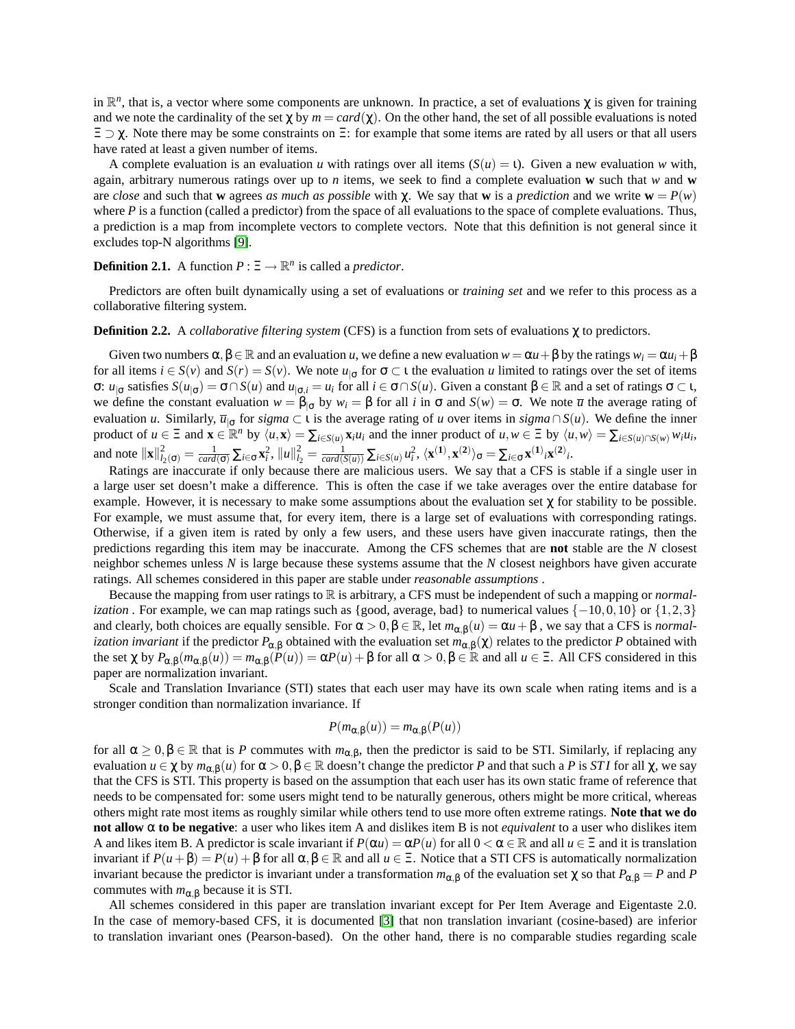in $\mathbb{R}^n$, that is, a vector where some components are unknown. In practice, a set of evaluations $\chi$ is given for training and we note the cardinality of the set $\chi$ by $m = card(\chi)$. On the other hand, the set of all possible evaluations is noted $\Xi \supset \chi$. Note there may be some constraints on $\Xi$: for example that some items are rated by all users or that all users have rated at least a given number of items.

A complete evaluation is an evaluation $u$ with ratings over all items ($S(u) = \iota$). Given a new evaluation $w$ with, again, arbitrary numerous ratings over up to $n$ items, we seek to find a complete evaluation $\mathbf{w}$ such that $w$ and $\mathbf{w}$ are *close* and such that $\mathbf{w}$ agrees *as much as possible* with $\chi$. We say that $\mathbf{w}$ is a *prediction* and we write $\mathbf{w} = P(w)$ where $P$ is a function (called a predictor) from the space of all evaluations to the space of complete evaluations. Thus, a prediction is a map from incomplete vectors to complete vectors. Note that this definition is not general since it excludes top-N algorithms [9].

**Definition 2.1.** A function $P : \Xi \to \mathbb{R}^n$ is called a *predictor*.

Predictors are often built dynamically using a set of evaluations or *training set* and we refer to this process as a collaborative filtering system.

**Definition 2.2.** A *collaborative filtering system* (CFS) is a function from sets of evaluations $\chi$ to predictors.

Given two numbers $\alpha, \beta \in \mathbb{R}$ and an evaluation $u$, we define a new evaluation $w = \alpha u + \beta$ by the ratings $w_i = \alpha u_i + \beta$ for all items $i \in S(v)$ and $S(r) = S(v)$. We note $u_{|\sigma}$ for $\sigma \subset \iota$ the evaluation $u$ limited to ratings over the set of items $\sigma$: $u_{|\sigma}$ satisfies $S(u_{|\sigma}) = \sigma \cap S(u)$ and $u_{|\sigma,i} = u_i$ for all $i \in \sigma \cap S(u)$. Given a constant $\beta \in \mathbb{R}$ and a set of ratings $\sigma \subset \iota$, we define the constant evaluation $w = \beta_{|\sigma}$ by $w_i = \beta$ for all $i$ in $\sigma$ and $S(w) = \sigma$. We note $\overline{u}$ the average rating of evaluation $u$. Similarly, $\overline{u}_{|\sigma}$ for *sigma* $\subset \iota$ is the average rating of $u$ over items in *sigma* $\cap S(u)$. We define the inner product of $u \in \Xi$ and $\mathbf{x} \in \mathbb{R}^n$ by $\langle u, \mathbf{x} \rangle = \sum_{i \in S(u)} \mathbf{x}_i u_i$ and the inner product of $u, w \in \Xi$ by $\langle u, w \rangle = \sum_{i \in S(u) \cap S(w)} w_i u_i$, and note $\|\mathbf{x}\|_{l_2(\sigma)}^2 = \frac{1}{card(\sigma)} \sum_{i \in \sigma} \mathbf{x}_i^2$, $\|u\|_{l_2}^2 = \frac{1}{card(S(u))} \sum_{i \in S(u)} u_i^2$, $\langle \mathbf{x}^{(1)}, \mathbf{x}^{(2)} \rangle_\sigma = \sum_{i \in \sigma} \mathbf{x}^{(1)}{}_i \mathbf{x}^{(2)}{}_i$.

Ratings are inaccurate if only because there are malicious users. We say that a CFS is stable if a single user in a large user set doesn't make a difference. This is often the case if we take averages over the entire database for example. However, it is necessary to make some assumptions about the evaluation set $\chi$ for stability to be possible. For example, we must assume that, for every item, there is a large set of evaluations with corresponding ratings. Otherwise, if a given item is rated by only a few users, and these users have given inaccurate ratings, then the predictions regarding this item may be inaccurate. Among the CFS schemes that are **not** stable are the $N$ closest neighbor schemes unless $N$ is large because these systems assume that the $N$ closest neighbors have given accurate ratings. All schemes considered in this paper are stable under *reasonable assumptions* .

Because the mapping from user ratings to $\mathbb{R}$ is arbitrary, a CFS must be independent of such a mapping or *normalization* . For example, we can map ratings such as {good, average, bad} to numerical values $\{-10, 0, 10\}$ or $\{1, 2, 3\}$ and clearly, both choices are equally sensible. For $\alpha > 0, \beta \in \mathbb{R}$, let $m_{\alpha,\beta}(u) = \alpha u + \beta$ , we say that a CFS is *normalization invariant* if the predictor $P_{\alpha,\beta}$ obtained with the evaluation set $m_{\alpha,\beta}(\chi)$ relates to the predictor $P$ obtained with the set $\chi$ by $P_{\alpha,\beta}(m_{\alpha,\beta}(u)) = m_{\alpha,\beta}(P(u)) = \alpha P(u) + \beta$ for all $\alpha > 0, \beta \in \mathbb{R}$ and all $u \in \Xi$. All CFS considered in this paper are normalization invariant.

Scale and Translation Invariance (STI) states that each user may have its own scale when rating items and is a stronger condition than normalization invariance. If

$$P(m_{\alpha,\beta}(u)) = m_{\alpha,\beta}(P(u))$$

for all $\alpha \geq 0, \beta \in \mathbb{R}$ that is $P$ commutes with $m_{\alpha,\beta}$, then the predictor is said to be STI. Similarly, if replacing any evaluation $u \in \chi$ by $m_{\alpha,\beta}(u)$ for $\alpha > 0, \beta \in \mathbb{R}$ doesn't change the predictor $P$ and that such a $P$ is $STI$ for all $\chi$, we say that the CFS is STI. This property is based on the assumption that each user has its own static frame of reference that needs to be compensated for: some users might tend to be naturally generous, others might be more critical, whereas others might rate most items as roughly similar while others tend to use more often extreme ratings. **Note that we do not allow $\alpha$ to be negative**: a user who likes item A and dislikes item B is not *equivalent* to a user who dislikes item A and likes item B. A predictor is scale invariant if $P(\alpha u) = \alpha P(u)$ for all $0 < \alpha \in \mathbb{R}$ and all $u \in \Xi$ and it is translation invariant if $P(u + \beta) = P(u) + \beta$ for all $\alpha, \beta \in \mathbb{R}$ and all $u \in \Xi$. Notice that a STI CFS is automatically normalization invariant because the predictor is invariant under a transformation $m_{\alpha,\beta}$ of the evaluation set $\chi$ so that $P_{\alpha,\beta} = P$ and $P$ commutes with $m_{\alpha,\beta}$ because it is STI.

All schemes considered in this paper are translation invariant except for Per Item Average and Eigentaste 2.0. In the case of memory-based CFS, it is documented [3] that non translation invariant (cosine-based) are inferior to translation invariant ones (Pearson-based). On the other hand, there is no comparable studies regarding scale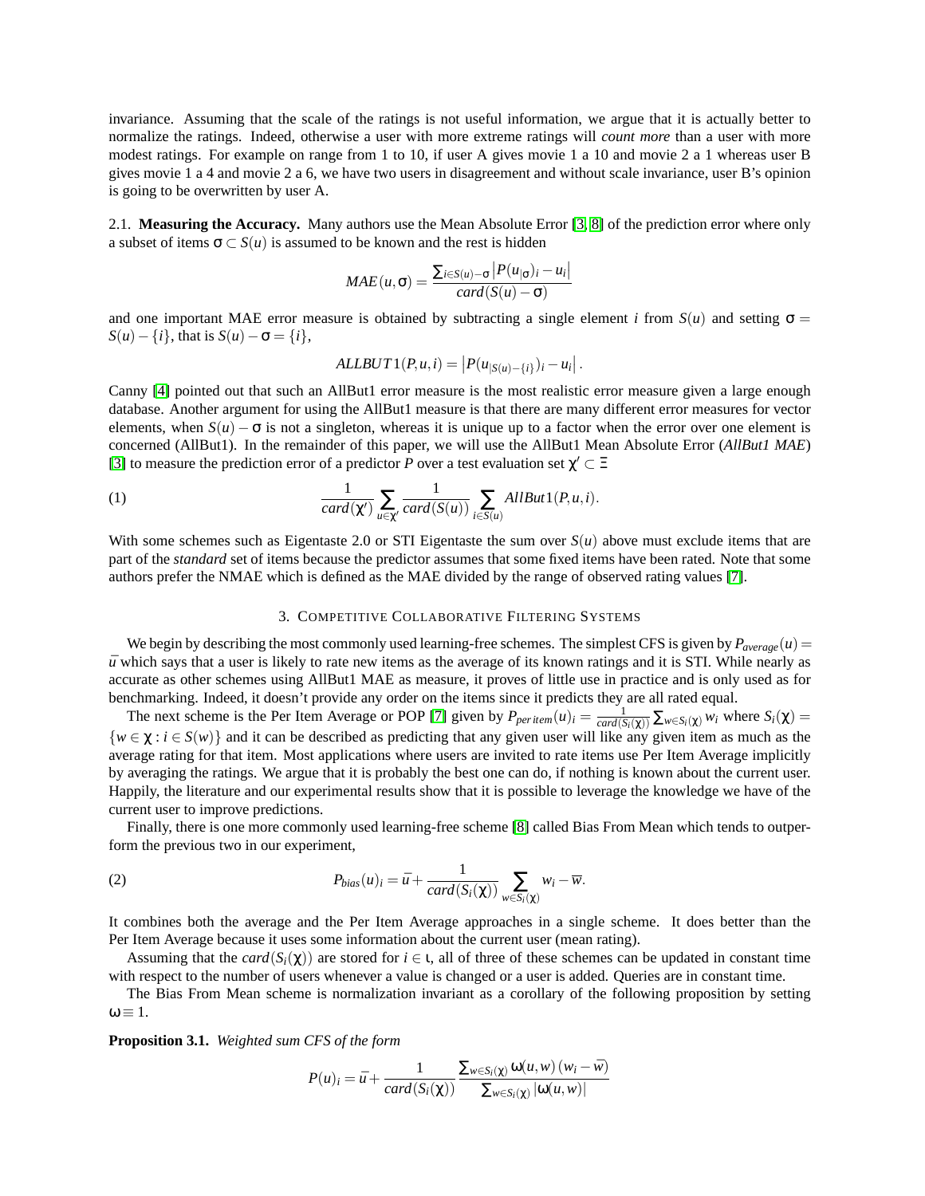invariance. Assuming that the scale of the ratings is not useful information, we argue that it is actually better to normalize the ratings. Indeed, otherwise a user with more extreme ratings will *count more* than a user with more modest ratings. For example on range from 1 to 10, if user A gives movie 1 a 10 and movie 2 a 1 whereas user B gives movie 1 a 4 and movie 2 a 6, we have two users in disagreement and without scale invariance, user B's opinion is going to be overwritten by user A.

2.1. **Measuring the Accuracy.** Many authors use the Mean Absolute Error [3, 8] of the prediction error where only a subset of items $\sigma \subset S(u)$ is assumed to be known and the rest is hidden

$$MAE(u,\sigma) = \frac{\sum_{i \in S(u)-\sigma} \left| P(u_{|\sigma})_i - u_i \right|}{card(S(u)-\sigma)}$$

and one important MAE error measure is obtained by subtracting a single element $i$ from $S(u)$ and setting $\sigma = S(u) - \{i\}$, that is $S(u) - \sigma = \{i\}$,

$$ALLBUT1(P,u,i) = \left| P(u_{|S(u)-\{i\}})_i - u_i \right|.$$

Canny [4] pointed out that such an AllBut1 error measure is the most realistic error measure given a large enough database. Another argument for using the AllBut1 measure is that there are many different error measures for vector elements, when $S(u) - \sigma$ is not a singleton, whereas it is unique up to a factor when the error over one element is concerned (AllBut1). In the remainder of this paper, we will use the AllBut1 Mean Absolute Error (*AllBut1 MAE*) [3] to measure the prediction error of a predictor $P$ over a test evaluation set $\chi' \subset \Xi$

$$\frac{1}{card(\chi')} \sum_{u \in \chi'} \frac{1}{card(S(u))} \sum_{i \in S(u)} AllBut1(P,u,i). \tag{1}$$

With some schemes such as Eigentaste 2.0 or STI Eigentaste the sum over $S(u)$ above must exclude items that are part of the *standard* set of items because the predictor assumes that some fixed items have been rated. Note that some authors prefer the NMAE which is defined as the MAE divided by the range of observed rating values [7].

## 3. Competitive Collaborative Filtering Systems

We begin by describing the most commonly used learning-free schemes. The simplest CFS is given by $P_{average}(u) = \bar{u}$ which says that a user is likely to rate new items as the average of its known ratings and it is STI. While nearly as accurate as other schemes using AllBut1 MAE as measure, it proves of little use in practice and is only used as for benchmarking. Indeed, it doesn't provide any order on the items since it predicts they are all rated equal.

The next scheme is the Per Item Average or POP [7] given by $P_{per\,item}(u)_i = \frac{1}{card(S_i(\chi))} \sum_{w \in S_i(\chi)} w_i$ where $S_i(\chi) = \{w \in \chi : i \in S(w)\}$ and it can be described as predicting that any given user will like any given item as much as the average rating for that item. Most applications where users are invited to rate items use Per Item Average implicitly by averaging the ratings. We argue that it is probably the best one can do, if nothing is known about the current user. Happily, the literature and our experimental results show that it is possible to leverage the knowledge we have of the current user to improve predictions.

Finally, there is one more commonly used learning-free scheme [8] called Bias From Mean which tends to outperform the previous two in our experiment,

$$P_{bias}(u)_i = \bar{u} + \frac{1}{card(S_i(\chi))} \sum_{w \in S_i(\chi)} w_i - \overline{w}. \tag{2}$$

It combines both the average and the Per Item Average approaches in a single scheme. It does better than the Per Item Average because it uses some information about the current user (mean rating).

Assuming that the $card(S_i(\chi))$ are stored for $i \in \iota$, all of three of these schemes can be updated in constant time with respect to the number of users whenever a value is changed or a user is added. Queries are in constant time.

The Bias From Mean scheme is normalization invariant as a corollary of the following proposition by setting $\omega \equiv 1$.

**Proposition 3.1.** *Weighted sum CFS of the form*

$$P(u)_i = \bar{u} + \frac{1}{card(S_i(\chi))} \frac{\sum_{w \in S_i(\chi)} \omega(u,w)\,(w_i - \overline{w})}{\sum_{w \in S_i(\chi)} |\omega(u,w)|}$$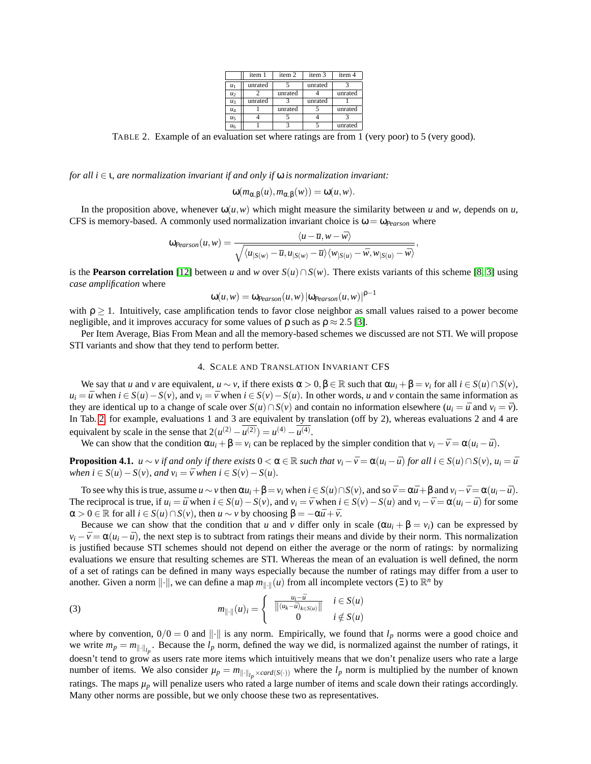|  | item 1 | item 2 | item 3 | item 4 |
|---|---|---|---|---|
| $u_1$ | unrated | 5 | unrated | 3 |
| $u_2$ | 2 | unrated | 4 | unrated |
| $u_3$ | unrated | 3 | unrated | 1 |
| $u_4$ | 1 | unrated | 5 | unrated |
| $u_5$ | 4 | 5 | 4 | 3 |
| $u_6$ | 1 | 3 | 5 | unrated |

TABLE 2. Example of an evaluation set where ratings are from 1 (very poor) to 5 (very good).

*for all $i \in \iota$, are normalization invariant if and only if $\omega$ is normalization invariant:*

$$\omega(m_{\alpha,\beta}(u), m_{\alpha,\beta}(w)) = \omega(u,w).$$

In the proposition above, whenever $\omega(u,w)$ which might measure the similarity between $u$ and $w$, depends on $u$, CFS is memory-based. A commonly used normalization invariant choice is $\omega = \omega_{Pearson}$ where

$$\omega_{Pearson}(u,w) = \frac{\langle u - \bar{u}, w - \bar{w}\rangle}{\sqrt{\langle u_{|S(w)} - \bar{u}, u_{|S(w)} - \bar{u}\rangle \langle w_{|S(u)} - \bar{w}, w_{|S(u)} - \bar{w}\rangle}},$$

is the **Pearson correlation** [12] between $u$ and $w$ over $S(u) \cap S(w)$. There exists variants of this scheme [8, 3] using *case amplification* where

$$\omega(u,w) = \omega_{Pearson}(u,w)\,|\omega_{Pearson}(u,w)|^{\rho-1}$$

with $\rho \geq 1$. Intuitively, case amplification tends to favor close neighbor as small values raised to a power become negligible, and it improves accuracy for some values of $\rho$ such as $\rho \approx 2.5$ [3].

Per Item Average, Bias From Mean and all the memory-based schemes we discussed are not STI. We will propose STI variants and show that they tend to perform better.

## 4. Scale and Translation Invariant CFS

We say that $u$ and $v$ are equivalent, $u \sim v$, if there exists $\alpha > 0, \beta \in \mathbb{R}$ such that $\alpha u_i + \beta = v_i$ for all $i \in S(u) \cap S(v)$, $u_i = \bar{u}$ when $i \in S(u) - S(v)$, and $v_i = \bar{v}$ when $i \in S(v) - S(u)$. In other words, $u$ and $v$ contain the same information as they are identical up to a change of scale over $S(u) \cap S(v)$ and contain no information elsewhere ($u_i = \bar{u}$ and $v_i = \bar{v}$). In Tab. 2, for example, evaluations 1 and 3 are equivalent by translation (off by 2), whereas evaluations 2 and 4 are equivalent by scale in the sense that $2(u^{(2)} - \overline{u^{(2)}}) = u^{(4)} - \overline{u^{(4)}}$.

We can show that the condition $\alpha u_i + \beta = v_i$ can be replaced by the simpler condition that $v_i - \bar{v} = \alpha(u_i - \bar{u})$.

**Proposition 4.1.** *$u \sim v$ if and only if there exists $0 < \alpha \in \mathbb{R}$ such that $v_i - \bar{v} = \alpha(u_i - \bar{u})$ for all $i \in S(u) \cap S(v)$, $u_i = \bar{u}$ when $i \in S(u) - S(v)$, and $v_i = \bar{v}$ when $i \in S(v) - S(u)$.*

To see why this is true, assume $u \sim v$ then $\alpha u_i + \beta = v_i$ when $i \in S(u) \cap S(v)$, and so $\bar{v} = \alpha\bar{u} + \beta$ and $v_i - \bar{v} = \alpha(u_i - \bar{u})$. The reciprocal is true, if $u_i = \bar{u}$ when $i \in S(u) - S(v)$, and $v_i = \bar{v}$ when $i \in S(v) - S(u)$ and $v_i - \bar{v} = \alpha(u_i - \bar{u})$ for some $\alpha > 0 \in \mathbb{R}$ for all $i \in S(u) \cap S(v)$, then $u \sim v$ by choosing $\beta = -\alpha\bar{u} + \bar{v}$.

Because we can show that the condition that $u$ and $v$ differ only in scale ($\alpha u_i + \beta = v_i$) can be expressed by $v_i - \bar{v} = \alpha(u_i - \bar{u})$, the next step is to subtract from ratings their means and divide by their norm. This normalization is justified because STI schemes should not depend on either the average or the norm of ratings: by normalizing evaluations we ensure that resulting schemes are STI. Whereas the mean of an evaluation is well defined, the norm of a set of ratings can be defined in many ways especially because the number of ratings may differ from a user to another. Given a norm $\|\cdot\|$, we can define a map $m_{\|\cdot\|}(u)$ from all incomplete vectors ($\Xi$) to $\mathbb{R}^n$ by

$$m_{\|\cdot\|}(u)_i = \begin{cases} \frac{u_i - \bar{u}}{\|(u_k - \bar{u})_{k \in S(u)}\|} & i \in S(u) \\ 0 & i \notin S(u) \end{cases} \tag{3}$$

where by convention, $0/0 = 0$ and $\|\cdot\|$ is any norm. Empirically, we found that $l_p$ norms were a good choice and we write $m_p = m_{\|\cdot\|_{l_p}}$. Because the $l_p$ norm, defined the way we did, is normalized against the number of ratings, it doesn't tend to grow as users rate more items which intuitively means that we don't penalize users who rate a large number of items. We also consider $\mu_p = m_{\|\cdot\|_{l_p} \times card(S(\cdot))}$ where the $l_p$ norm is multiplied by the number of known ratings. The maps $\mu_p$ will penalize users who rated a large number of items and scale down their ratings accordingly. Many other norms are possible, but we only choose these two as representatives.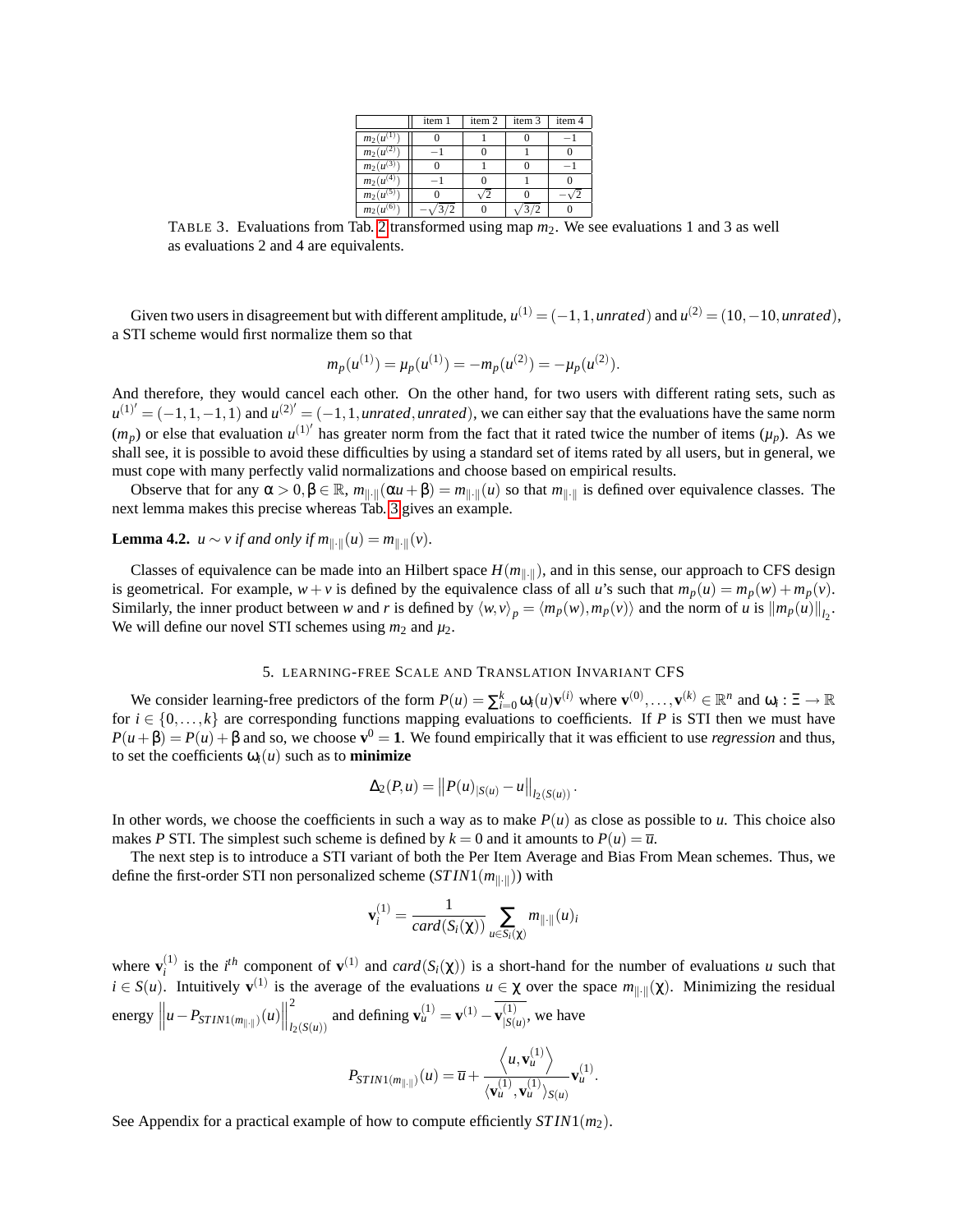|  | item 1 | item 2 | item 3 | item 4 |
|---|---|---|---|---|
| $m_2(u^{(1)})$ | 0 | 1 | 0 | $-1$ |
| $m_2(u^{(2)})$ | $-1$ | 0 | 1 | 0 |
| $m_2(u^{(3)})$ | 0 | 1 | 0 | $-1$ |
| $m_2(u^{(4)})$ | $-1$ | 0 | 1 | 0 |
| $m_2(u^{(5)})$ | 0 | $\sqrt{2}$ | 0 | $-\sqrt{2}$ |
| $m_2(u^{(6)})$ | $-\sqrt{3/2}$ | 0 | $\sqrt{3/2}$ | 0 |

TABLE 3. Evaluations from Tab. 2 transformed using map $m_2$. We see evaluations 1 and 3 as well as evaluations 2 and 4 are equivalents.

Given two users in disagreement but with different amplitude, $u^{(1)} = (-1, 1, unrated)$ and $u^{(2)} = (10, -10, unrated)$, a STI scheme would first normalize them so that

$$m_p(u^{(1)}) = \mu_p(u^{(1)}) = -m_p(u^{(2)}) = -\mu_p(u^{(2)}).$$

And therefore, they would cancel each other. On the other hand, for two users with different rating sets, such as $u^{(1)'} = (-1, 1, -1, 1)$ and $u^{(2)'} = (-1, 1, unrated, unrated)$, we can either say that the evaluations have the same norm ($m_p$) or else that evaluation $u^{(1)'}$ has greater norm from the fact that it rated twice the number of items ($\mu_p$). As we shall see, it is possible to avoid these difficulties by using a standard set of items rated by all users, but in general, we must cope with many perfectly valid normalizations and choose based on empirical results.

Observe that for any $\alpha > 0, \beta \in \mathbb{R}$, $m_{\|\cdot\|}(\alpha u + \beta) = m_{\|\cdot\|}(u)$ so that $m_{\|\cdot\|}$ is defined over equivalence classes. The next lemma makes this precise whereas Tab. 3 gives an example.

**Lemma 4.2.** *$u \sim v$ if and only if $m_{\|\cdot\|}(u) = m_{\|\cdot\|}(v)$.*

Classes of equivalence can be made into an Hilbert space $H(m_{\|\cdot\|})$, and in this sense, our approach to CFS design is geometrical. For example, $w + v$ is defined by the equivalence class of all $u$'s such that $m_p(u) = m_p(w) + m_p(v)$. Similarly, the inner product between $w$ and $r$ is defined by $\langle w, v \rangle_p = \langle m_p(w), m_p(v) \rangle$ and the norm of $u$ is $\|m_p(u)\|_{l_2}$. We will define our novel STI schemes using $m_2$ and $\mu_2$.

## 5. LEARNING-FREE SCALE AND TRANSLATION INVARIANT CFS

We consider learning-free predictors of the form $P(u) = \sum_{i=0}^{k} \omega_i(u) \mathbf{v}^{(i)}$ where $\mathbf{v}^{(0)}, \ldots, \mathbf{v}^{(k)} \in \mathbb{R}^n$ and $\omega_i : \Xi \to \mathbb{R}$ for $i \in \{0, \ldots, k\}$ are corresponding functions mapping evaluations to coefficients. If $P$ is STI then we must have $P(u + \beta) = P(u) + \beta$ and so, we choose $\mathbf{v}^0 = \mathbf{1}$. We found empirically that it was efficient to use *regression* and thus, to set the coefficients $\omega_i(u)$ such as to **minimize**

$$\Delta_2(P, u) = \left\| P(u)_{|S(u)} - u \right\|_{l_2(S(u))}.$$

In other words, we choose the coefficients in such a way as to make $P(u)$ as close as possible to $u$. This choice also makes $P$ STI. The simplest such scheme is defined by $k = 0$ and it amounts to $P(u) = \overline{u}$.

The next step is to introduce a STI variant of both the Per Item Average and Bias From Mean schemes. Thus, we define the first-order STI non personalized scheme ($STIN1(m_{\|\cdot\|})$) with

$$\mathbf{v}_i^{(1)} = \frac{1}{card(S_i(\chi))} \sum_{u \in S_i(\chi)} m_{\|\cdot\|}(u)_i$$

where $\mathbf{v}_i^{(1)}$ is the $i^{th}$ component of $\mathbf{v}^{(1)}$ and $card(S_i(\chi))$ is a short-hand for the number of evaluations $u$ such that $i \in S(u)$. Intuitively $\mathbf{v}^{(1)}$ is the average of the evaluations $u \in \chi$ over the space $m_{\|\cdot\|}(\chi)$. Minimizing the residual energy $\left\| u - P_{STIN1(m_{\|\cdot\|})}(u) \right\|_{l_2(S(u))}^2$ and defining $\mathbf{v}_u^{(1)} = \mathbf{v}^{(1)} - \overline{\mathbf{v}_{|S(u)}^{(1)}}$, we have

$$P_{STIN1(m_{\|\cdot\|})}(u) = \overline{u} + \frac{\left\langle u, \mathbf{v}_u^{(1)} \right\rangle}{\langle \mathbf{v}_u^{(1)}, \mathbf{v}_u^{(1)} \rangle_{S(u)}} \mathbf{v}_u^{(1)}.$$

See Appendix for a practical example of how to compute efficiently $STIN1(m_2)$.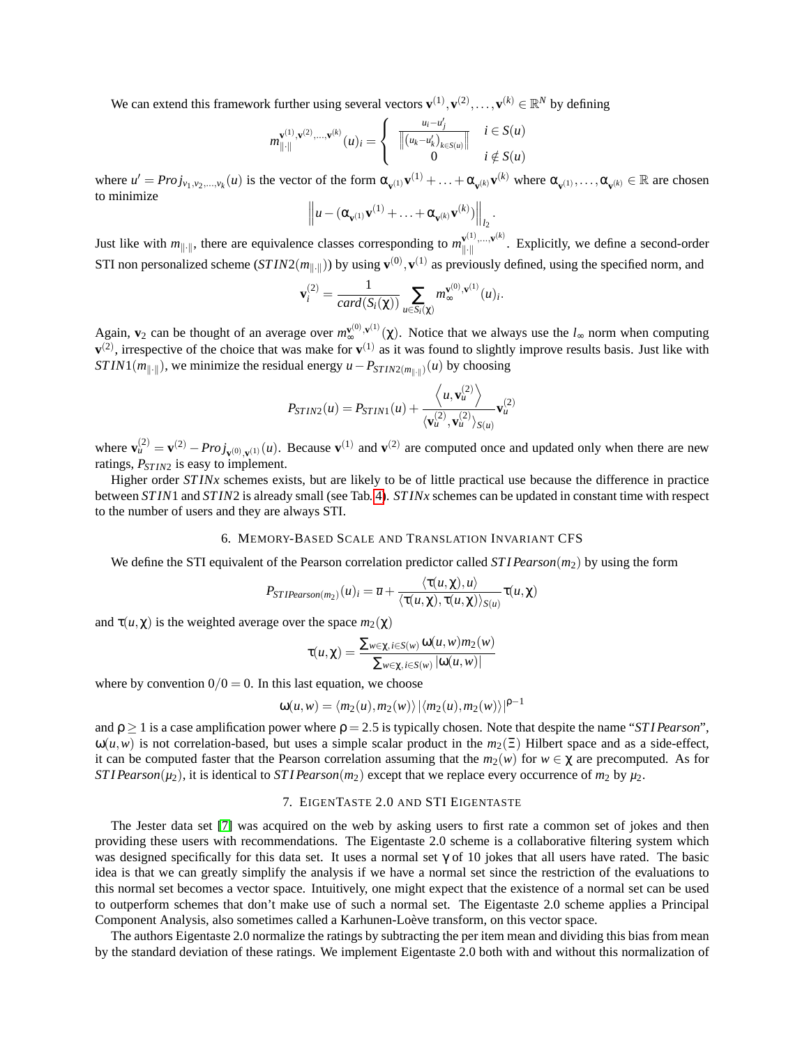We can extend this framework further using several vectors $\mathbf{v}^{(1)}, \mathbf{v}^{(2)}, \ldots, \mathbf{v}^{(k)} \in \mathbb{R}^N$ by defining

$$m_{\|\cdot\|}^{\mathbf{v}^{(1)},\mathbf{v}^{(2)},\ldots,\mathbf{v}^{(k)}}(u)_i = \begin{cases} \frac{u_i - u'_j}{\left\|(u_k - u'_k)_{k \in S(u)}\right\|} & i \in S(u) \\ 0 & i \notin S(u) \end{cases}$$

where $u' = Proj_{v_1, v_2, \ldots, v_k}(u)$ is the vector of the form $\alpha_{\mathbf{v}^{(1)}}\mathbf{v}^{(1)} + \ldots + \alpha_{\mathbf{v}^{(k)}}\mathbf{v}^{(k)}$ where $\alpha_{\mathbf{v}^{(1)}}, \ldots, \alpha_{\mathbf{v}^{(k)}} \in \mathbb{R}$ are chosen to minimize

$$\left\| u - (\alpha_{\mathbf{v}^{(1)}}\mathbf{v}^{(1)} + \ldots + \alpha_{\mathbf{v}^{(k)}}\mathbf{v}^{(k)}) \right\|_{l_2}.$$

Just like with $m_{\|\cdot\|}$, there are equivalence classes corresponding to $m_{\|\cdot\|}^{\mathbf{v}^{(1)},\ldots,\mathbf{v}^{(k)}}$. Explicitly, we define a second-order STI non personalized scheme ($STIN2(m_{\|\cdot\|})$) by using $\mathbf{v}^{(0)}, \mathbf{v}^{(1)}$ as previously defined, using the specified norm, and

$$\mathbf{v}_i^{(2)} = \frac{1}{card(S_i(\chi))} \sum_{u \in S_i(\chi)} m_\infty^{\mathbf{v}^{(0)},\mathbf{v}^{(1)}}(u)_i.$$

Again, $\mathbf{v}_2$ can be thought of an average over $m_\infty^{\mathbf{v}^{(0)},\mathbf{v}^{(1)}}(\chi)$. Notice that we always use the $l_\infty$ norm when computing $\mathbf{v}^{(2)}$, irrespective of the choice that was make for $\mathbf{v}^{(1)}$ as it was found to slightly improve results basis. Just like with $STIN1(m_{\|\cdot\|})$, we minimize the residual energy $u - P_{STIN2(m_{\|\cdot\|})}(u)$ by choosing

$$P_{STIN2}(u) = P_{STIN1}(u) + \frac{\left\langle u, \mathbf{v}_u^{(2)} \right\rangle}{\langle \mathbf{v}_u^{(2)}, \mathbf{v}_u^{(2)} \rangle_{S(u)}} \mathbf{v}_u^{(2)}$$

where $\mathbf{v}_u^{(2)} = \mathbf{v}^{(2)} - Proj_{\mathbf{v}^{(0)},\mathbf{v}^{(1)}}(u)$. Because $\mathbf{v}^{(1)}$ and $\mathbf{v}^{(2)}$ are computed once and updated only when there are new ratings, $P_{STIN2}$ is easy to implement.

Higher order $STINx$ schemes exists, but are likely to be of little practical use because the difference in practice between $STIN1$ and $STIN2$ is already small (see Tab. 4). $STINx$ schemes can be updated in constant time with respect to the number of users and they are always STI.

## 6. Memory-Based Scale and Translation Invariant CFS

We define the STI equivalent of the Pearson correlation predictor called $STIPearson(m_2)$ by using the form

$$P_{STIPearson(m_2)}(u)_i = \bar{u} + \frac{\langle \tau(u,\chi), u \rangle}{\langle \tau(u,\chi), \tau(u,\chi) \rangle_{S(u)}} \tau(u,\chi)$$

and $\tau(u,\chi)$ is the weighted average over the space $m_2(\chi)$

$$\tau(u,\chi) = \frac{\sum_{w \in \chi, i \in S(w)} \omega(u,w) m_2(w)}{\sum_{w \in \chi, i \in S(w)} |\omega(u,w)|}$$

where by convention $0/0 = 0$. In this last equation, we choose

$$\omega(u,w) = \langle m_2(u), m_2(w) \rangle \left| \langle m_2(u), m_2(w) \rangle \right|^{\rho - 1}$$

and $\rho \geq 1$ is a case amplification power where $\rho = 2.5$ is typically chosen. Note that despite the name "$STIPearson$", $\omega(u,w)$ is not correlation-based, but uses a simple scalar product in the $m_2(\Xi)$ Hilbert space and as a side-effect, it can be computed faster that the Pearson correlation assuming that the $m_2(w)$ for $w \in \chi$ are precomputed. As for $STIPearson(\mu_2)$, it is identical to $STIPearson(m_2)$ except that we replace every occurrence of $m_2$ by $\mu_2$.

## 7. EigenTaste 2.0 and STI Eigentaste

The Jester data set [7] was acquired on the web by asking users to first rate a common set of jokes and then providing these users with recommendations. The Eigentaste 2.0 scheme is a collaborative filtering system which was designed specifically for this data set. It uses a normal set $\gamma$ of 10 jokes that all users have rated. The basic idea is that we can greatly simplify the analysis if we have a normal set since the restriction of the evaluations to this normal set becomes a vector space. Intuitively, one might expect that the existence of a normal set can be used to outperform schemes that don't make use of such a normal set. The Eigentaste 2.0 scheme applies a Principal Component Analysis, also sometimes called a Karhunen-Loève transform, on this vector space.

The authors Eigentaste 2.0 normalize the ratings by subtracting the per item mean and dividing this bias from mean by the standard deviation of these ratings. We implement Eigentaste 2.0 both with and without this normalization of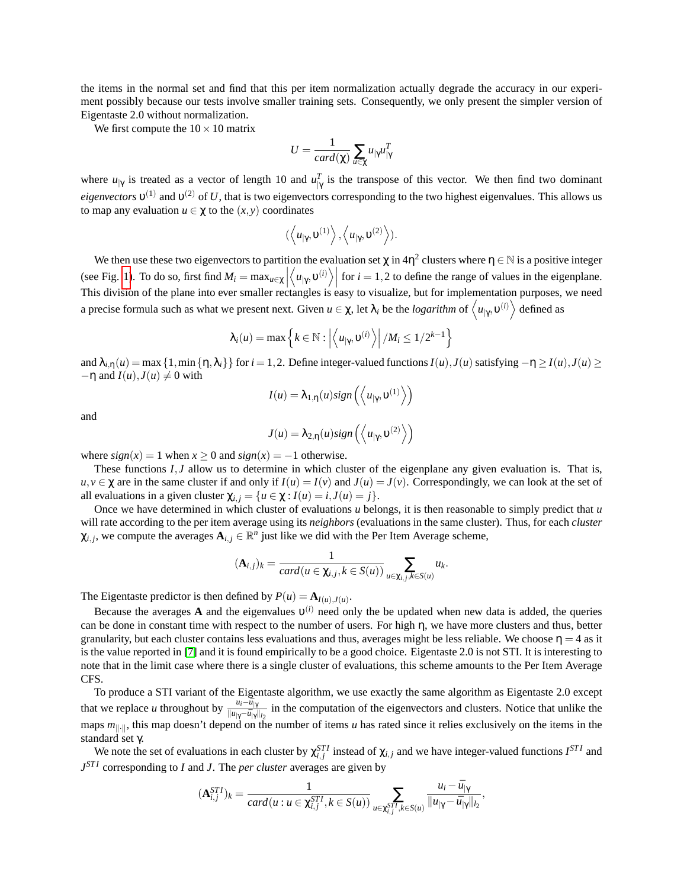the items in the normal set and find that this per item normalization actually degrade the accuracy in our experiment possibly because our tests involve smaller training sets. Consequently, we only present the simpler version of Eigentaste 2.0 without normalization.

We first compute the $10 \times 10$ matrix

$$U = \frac{1}{card(\chi)} \sum_{u \in \chi} u_{|\gamma} u_{|\gamma}^T$$

where $u_{|\gamma}$ is treated as a vector of length 10 and $u_{|\gamma}^T$ is the transpose of this vector. We then find two dominant *eigenvectors* $\upsilon^{(1)}$ and $\upsilon^{(2)}$ of $U$, that is two eigenvectors corresponding to the two highest eigenvalues. This allows us to map any evaluation $u \in \chi$ to the $(x,y)$ coordinates

$$(\left\langle u_{|\gamma}, \upsilon^{(1)} \right\rangle, \left\langle u_{|\gamma}, \upsilon^{(2)} \right\rangle).$$

We then use these two eigenvectors to partition the evaluation set $\chi$ in $4\eta^2$ clusters where $\eta \in \mathbb{N}$ is a positive integer (see Fig. 1). To do so, first find $M_i = \max_{u \in \chi} \left| \left\langle u_{|\gamma}, \upsilon^{(i)} \right\rangle \right|$ for $i = 1,2$ to define the range of values in the eigenplane. This division of the plane into ever smaller rectangles is easy to visualize, but for implementation purposes, we need a precise formula such as what we present next. Given $u \in \chi$, let $\lambda_i$ be the *logarithm* of $\left\langle u_{|\gamma}, \upsilon^{(i)} \right\rangle$ defined as

$$\lambda_i(u) = \max \left\{ k \in \mathbb{N} : \left| \left\langle u_{|\gamma}, \upsilon^{(i)} \right\rangle \right| / M_i \leq 1/2^{k-1} \right\}$$

and $\lambda_{i,\eta}(u) = \max\{1, \min\{\eta, \lambda_i\}\}$ for $i = 1,2$. Define integer-valued functions $I(u), J(u)$ satisfying $-\eta \geq I(u), J(u) \geq -\eta$ and $I(u), J(u) \neq 0$ with

$$I(u) = \lambda_{1,\eta}(u) sign\left(\left\langle u_{|\gamma}, \upsilon^{(1)} \right\rangle\right)$$

and

$$J(u) = \lambda_{2,\eta}(u) sign\left(\left\langle u_{|\gamma}, \upsilon^{(2)} \right\rangle\right)$$

where $sign(x) = 1$ when $x \geq 0$ and $sign(x) = -1$ otherwise.

These functions $I, J$ allow us to determine in which cluster of the eigenplane any given evaluation is. That is, $u, v \in \chi$ are in the same cluster if and only if $I(u) = I(v)$ and $J(u) = J(v)$. Correspondingly, we can look at the set of all evaluations in a given cluster $\chi_{i,j} = \{u \in \chi : I(u) = i, J(u) = j\}$.

Once we have determined in which cluster of evaluations $u$ belongs, it is then reasonable to simply predict that $u$ will rate according to the per item average using its *neighbors* (evaluations in the same cluster). Thus, for each *cluster* $\chi_{i,j}$, we compute the averages $\mathbf{A}_{i,j} \in \mathbb{R}^n$ just like we did with the Per Item Average scheme,

$$(\mathbf{A}_{i,j})_k = \frac{1}{card(u \in \chi_{i,j}, k \in S(u))} \sum_{u \in \chi_{i,j}, k \in S(u)} u_k.$$

The Eigentaste predictor is then defined by $P(u) = \mathbf{A}_{I(u),J(u)}$.

Because the averages $\mathbf{A}$ and the eigenvalues $\upsilon^{(i)}$ need only the be updated when new data is added, the queries can be done in constant time with respect to the number of users. For high $\eta$, we have more clusters and thus, better granularity, but each cluster contains less evaluations and thus, averages might be less reliable. We choose $\eta = 4$ as it is the value reported in [7] and it is found empirically to be a good choice. Eigentaste 2.0 is not STI. It is interesting to note that in the limit case where there is a single cluster of evaluations, this scheme amounts to the Per Item Average CFS.

To produce a STI variant of the Eigentaste algorithm, we use exactly the same algorithm as Eigentaste 2.0 except that we replace $u$ throughout by $\frac{u_i - \bar{u}_{|\gamma}}{\|u_{|\gamma} - \bar{u}_{|\gamma}\|_{l_2}}$ in the computation of the eigenvectors and clusters. Notice that unlike the maps $m_{\|\cdot\|}$, this map doesn't depend on the number of items $u$ has rated since it relies exclusively on the items in the standard set $\gamma$.

We note the set of evaluations in each cluster by $\chi_{i,j}^{STI}$ instead of $\chi_{i,j}$ and we have integer-valued functions $I^{STI}$ and $J^{STI}$ corresponding to $I$ and $J$. The *per cluster* averages are given by

$$(\mathbf{A}_{i,j}^{STI})_k = \frac{1}{card(u : u \in \chi_{i,j}^{STI}, k \in S(u))} \sum_{u \in \chi_{i,j}^{STI}, k \in S(u)} \frac{u_i - \bar{u}_{|\gamma}}{\|u_{|\gamma} - \bar{u}_{|\gamma}\|_{l_2}},$$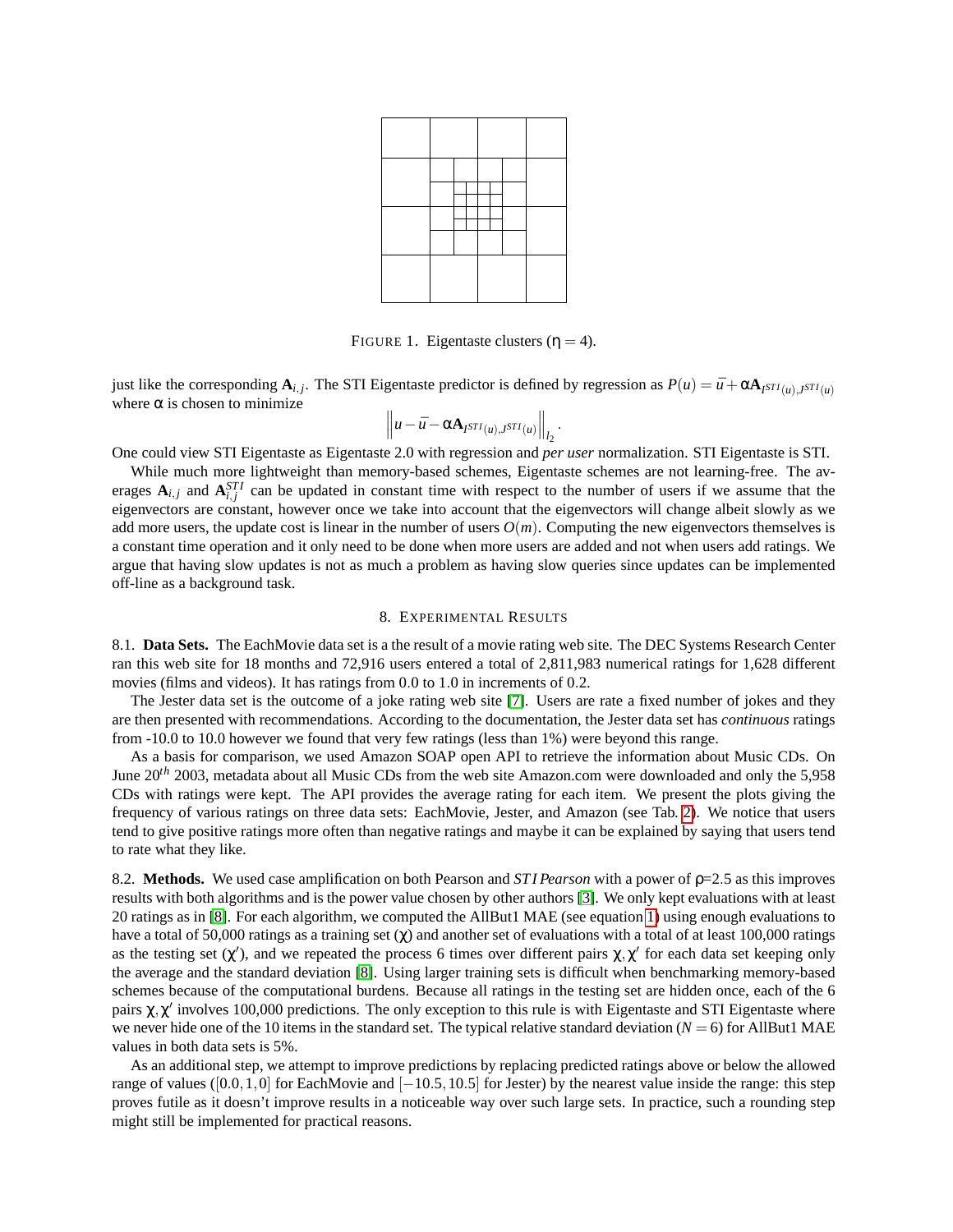FIGURE 1. Eigentaste clusters ($\eta = 4$).

just like the corresponding $\mathbf{A}_{i,j}$. The STI Eigentaste predictor is defined by regression as $P(u) = \bar{u} + \alpha \mathbf{A}_{I^{STI}(u),J^{STI}(u)}$ where $\alpha$ is chosen to minimize

$$\left\| u - \bar{u} - \alpha \mathbf{A}_{I^{STI}(u),J^{STI}(u)} \right\|_{l_2}.$$

One could view STI Eigentaste as Eigentaste 2.0 with regression and *per user* normalization. STI Eigentaste is STI.

While much more lightweight than memory-based schemes, Eigentaste schemes are not learning-free. The averages $\mathbf{A}_{i,j}$ and $\mathbf{A}^{STI}_{i,j}$ can be updated in constant time with respect to the number of users if we assume that the eigenvectors are constant, however once we take into account that the eigenvectors will change albeit slowly as we add more users, the update cost is linear in the number of users $O(m)$. Computing the new eigenvectors themselves is a constant time operation and it only need to be done when more users are added and not when users add ratings. We argue that having slow updates is not as much a problem as having slow queries since updates can be implemented off-line as a background task.

## 8. Experimental Results

8.1. **Data Sets.** The EachMovie data set is a the result of a movie rating web site. The DEC Systems Research Center ran this web site for 18 months and 72,916 users entered a total of 2,811,983 numerical ratings for 1,628 different movies (films and videos). It has ratings from 0.0 to 1.0 in increments of 0.2.

The Jester data set is the outcome of a joke rating web site [7]. Users are rate a fixed number of jokes and they are then presented with recommendations. According to the documentation, the Jester data set has *continuous* ratings from -10.0 to 10.0 however we found that very few ratings (less than 1%) were beyond this range.

As a basis for comparison, we used Amazon SOAP open API to retrieve the information about Music CDs. On June 20$^{th}$ 2003, metadata about all Music CDs from the web site Amazon.com were downloaded and only the 5,958 CDs with ratings were kept. The API provides the average rating for each item. We present the plots giving the frequency of various ratings on three data sets: EachMovie, Jester, and Amazon (see Tab. 2). We notice that users tend to give positive ratings more often than negative ratings and maybe it can be explained by saying that users tend to rate what they like.

8.2. **Methods.** We used case amplification on both Pearson and *STI Pearson* with a power of $\rho$=2.5 as this improves results with both algorithms and is the power value chosen by other authors [3]. We only kept evaluations with at least 20 ratings as in [8]. For each algorithm, we computed the AllBut1 MAE (see equation 1) using enough evaluations to have a total of 50,000 ratings as a training set ($\chi$) and another set of evaluations with a total of at least 100,000 ratings as the testing set ($\chi'$), and we repeated the process 6 times over different pairs $\chi, \chi'$ for each data set keeping only the average and the standard deviation [8]. Using larger training sets is difficult when benchmarking memory-based schemes because of the computational burdens. Because all ratings in the testing set are hidden once, each of the 6 pairs $\chi, \chi'$ involves 100,000 predictions. The only exception to this rule is with Eigentaste and STI Eigentaste where we never hide one of the 10 items in the standard set. The typical relative standard deviation ($N = 6$) for AllBut1 MAE values in both data sets is 5%.

As an additional step, we attempt to improve predictions by replacing predicted ratings above or below the allowed range of values ($[0.0, 1, 0]$ for EachMovie and $[-10.5, 10.5]$ for Jester) by the nearest value inside the range: this step proves futile as it doesn't improve results in a noticeable way over such large sets. In practice, such a rounding step might still be implemented for practical reasons.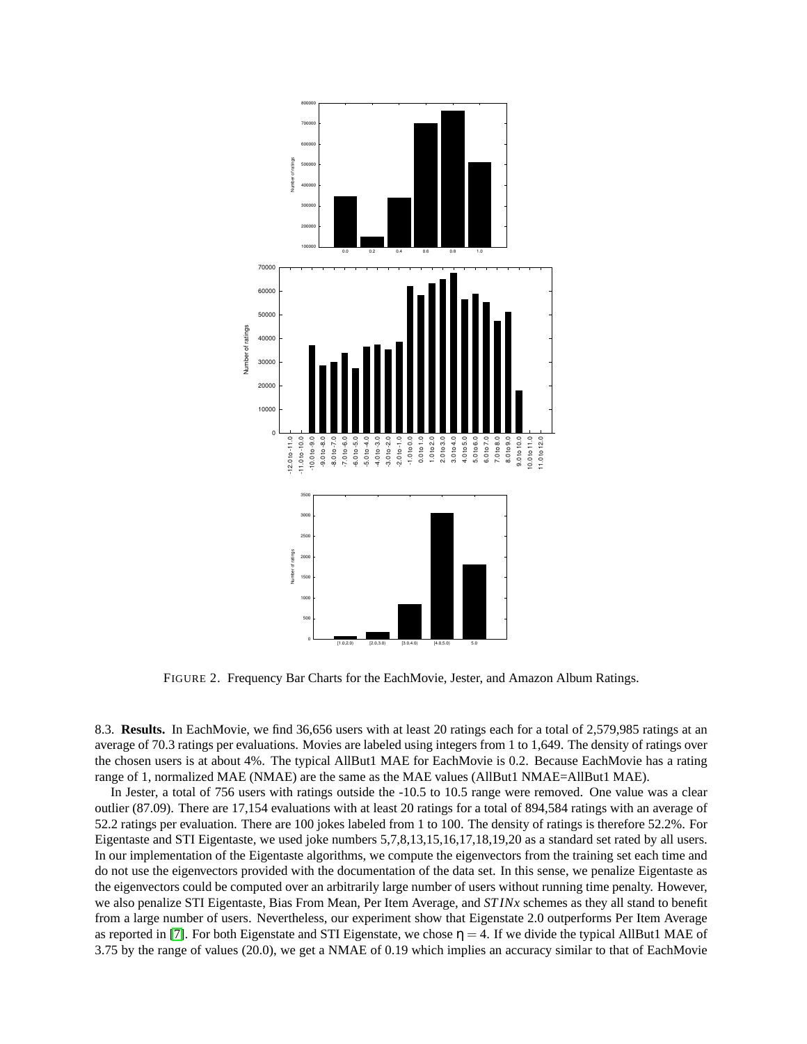FIGURE 2. Frequency Bar Charts for the EachMovie, Jester, and Amazon Album Ratings.

8.3. **Results.** In EachMovie, we find 36,656 users with at least 20 ratings each for a total of 2,579,985 ratings at an average of 70.3 ratings per evaluations. Movies are labeled using integers from 1 to 1,649. The density of ratings over the chosen users is at about 4%. The typical AllBut1 MAE for EachMovie is 0.2. Because EachMovie has a rating range of 1, normalized MAE (NMAE) are the same as the MAE values (AllBut1 NMAE=AllBut1 MAE).

In Jester, a total of 756 users with ratings outside the -10.5 to 10.5 range were removed. One value was a clear outlier (87.09). There are 17,154 evaluations with at least 20 ratings for a total of 894,584 ratings with an average of 52.2 ratings per evaluation. There are 100 jokes labeled from 1 to 100. The density of ratings is therefore 52.2%. For Eigentaste and STI Eigentaste, we used joke numbers 5,7,8,13,15,16,17,18,19,20 as a standard set rated by all users. In our implementation of the Eigentaste algorithms, we compute the eigenvectors from the training set each time and do not use the eigenvectors provided with the documentation of the data set. In this sense, we penalize Eigentaste as the eigenvectors could be computed over an arbitrarily large number of users without running time penalty. However, we also penalize STI Eigentaste, Bias From Mean, Per Item Average, and *STINx* schemes as they all stand to benefit from a large number of users. Nevertheless, our experiment show that Eigenstate 2.0 outperforms Per Item Average as reported in [7]. For both Eigenstate and STI Eigenstate, we chose $\eta = 4$. If we divide the typical AllBut1 MAE of 3.75 by the range of values (20.0), we get a NMAE of 0.19 which implies an accuracy similar to that of EachMovie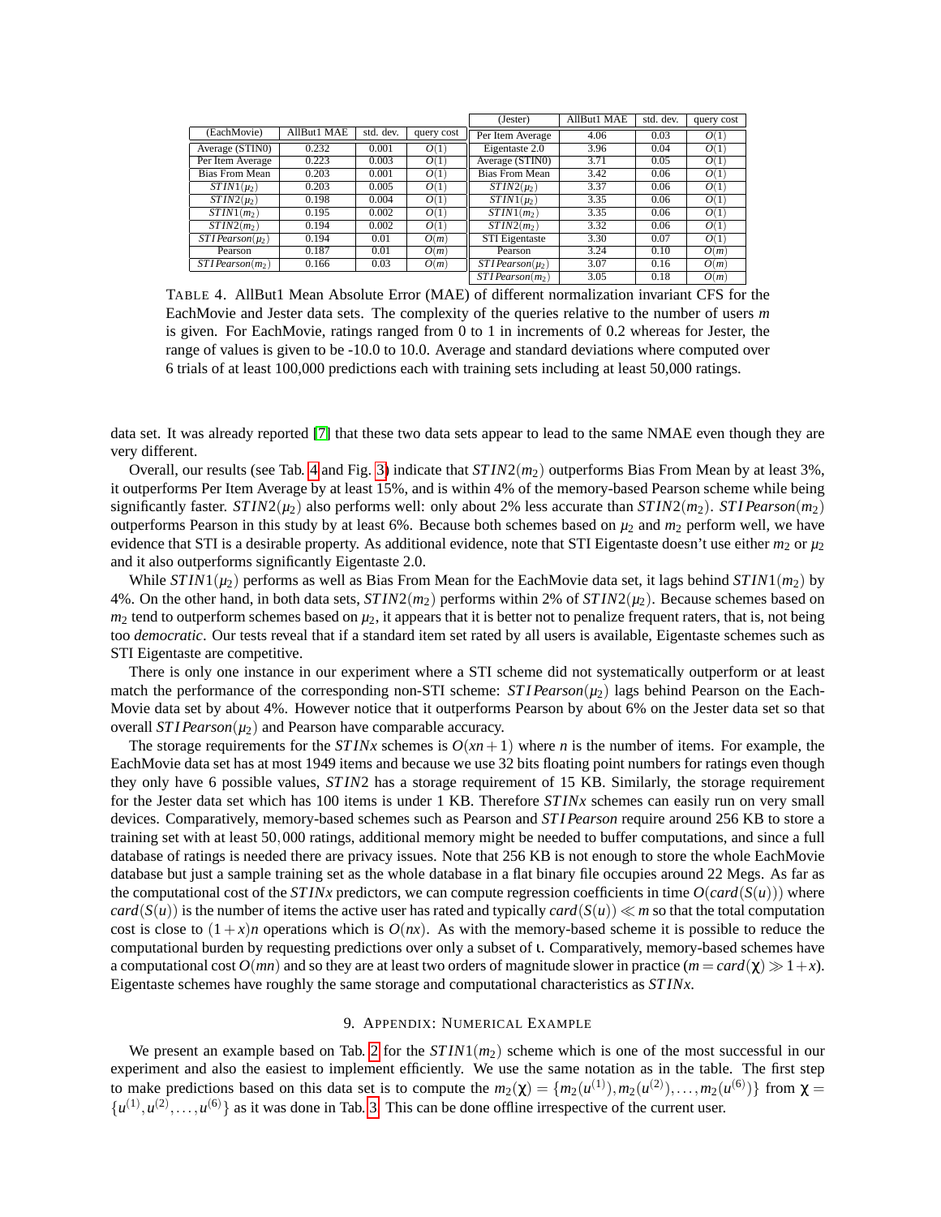| (EachMovie) | AllBut1 MAE | std. dev. | query cost |
|---|---|---|---|
| Average (STIN0) | 0.232 | 0.001 | $O(1)$ |
| Per Item Average | 0.223 | 0.003 | $O(1)$ |
| Bias From Mean | 0.203 | 0.001 | $O(1)$ |
| $STIN1(\mu_2)$ | 0.203 | 0.005 | $O(1)$ |
| $STIN2(\mu_2)$ | 0.198 | 0.004 | $O(1)$ |
| $STIN1(m_2)$ | 0.195 | 0.002 | $O(1)$ |
| $STIN2(m_2)$ | 0.194 | 0.002 | $O(1)$ |
| $STIPearson(\mu_2)$ | 0.194 | 0.01 | $O(m)$ |
| Pearson | 0.187 | 0.01 | $O(m)$ |
| $STIPearson(m_2)$ | 0.166 | 0.03 | $O(m)$ |

| (Jester) | AllBut1 MAE | std. dev. | query cost |
|---|---|---|---|
| Per Item Average | 4.06 | 0.03 | $O(1)$ |
| Eigentaste 2.0 | 3.96 | 0.04 | $O(1)$ |
| Average (STIN0) | 3.71 | 0.05 | $O(1)$ |
| Bias From Mean | 3.42 | 0.06 | $O(1)$ |
| $STIN2(\mu_2)$ | 3.37 | 0.06 | $O(1)$ |
| $STIN1(\mu_2)$ | 3.35 | 0.06 | $O(1)$ |
| $STIN1(m_2)$ | 3.35 | 0.06 | $O(1)$ |
| $STIN2(m_2)$ | 3.32 | 0.06 | $O(1)$ |
| STI Eigentaste | 3.30 | 0.07 | $O(1)$ |
| Pearson | 3.24 | 0.10 | $O(m)$ |
| $STIPearson(\mu_2)$ | 3.07 | 0.16 | $O(m)$ |
| $STIPearson(m_2)$ | 3.05 | 0.18 | $O(m)$ |

TABLE 4. AllBut1 Mean Absolute Error (MAE) of different normalization invariant CFS for the EachMovie and Jester data sets. The complexity of the queries relative to the number of users $m$ is given. For EachMovie, ratings ranged from 0 to 1 in increments of 0.2 whereas for Jester, the range of values is given to be -10.0 to 10.0. Average and standard deviations where computed over 6 trials of at least 100,000 predictions each with training sets including at least 50,000 ratings.

data set. It was already reported [7] that these two data sets appear to lead to the same NMAE even though they are very different.

Overall, our results (see Tab. 4 and Fig. 3) indicate that $STIN2(m_2)$ outperforms Bias From Mean by at least 3%, it outperforms Per Item Average by at least 15%, and is within 4% of the memory-based Pearson scheme while being significantly faster. $STIN2(\mu_2)$ also performs well: only about 2% less accurate than $STIN2(m_2)$. $STIPearson(m_2)$ outperforms Pearson in this study by at least 6%. Because both schemes based on $\mu_2$ and $m_2$ perform well, we have evidence that STI is a desirable property. As additional evidence, note that STI Eigentaste doesn't use either $m_2$ or $\mu_2$ and it also outperforms significantly Eigentaste 2.0.

While $STIN1(\mu_2)$ performs as well as Bias From Mean for the EachMovie data set, it lags behind $STIN1(m_2)$ by 4%. On the other hand, in both data sets, $STIN2(m_2)$ performs within 2% of $STIN2(\mu_2)$. Because schemes based on $m_2$ tend to outperform schemes based on $\mu_2$, it appears that it is better not to penalize frequent raters, that is, not being too *democratic*. Our tests reveal that if a standard item set rated by all users is available, Eigentaste schemes such as STI Eigentaste are competitive.

There is only one instance in our experiment where a STI scheme did not systematically outperform or at least match the performance of the corresponding non-STI scheme: $STIPearson(\mu_2)$ lags behind Pearson on the EachMovie data set by about 4%. However notice that it outperforms Pearson by about 6% on the Jester data set so that overall $STIPearson(\mu_2)$ and Pearson have comparable accuracy.

The storage requirements for the $STINx$ schemes is $O(xn+1)$ where $n$ is the number of items. For example, the EachMovie data set has at most 1949 items and because we use 32 bits floating point numbers for ratings even though they only have 6 possible values, $STIN2$ has a storage requirement of 15 KB. Similarly, the storage requirement for the Jester data set which has 100 items is under 1 KB. Therefore $STINx$ schemes can easily run on very small devices. Comparatively, memory-based schemes such as Pearson and $STIPearson$ require around 256 KB to store a training set with at least $50,000$ ratings, additional memory might be needed to buffer computations, and since a full database of ratings is needed there are privacy issues. Note that 256 KB is not enough to store the whole EachMovie database but just a sample training set as the whole database in a flat binary file occupies around 22 Megs. As far as the computational cost of the $STINx$ predictors, we can compute regression coefficients in time $O(card(S(u)))$ where $card(S(u))$ is the number of items the active user has rated and typically $card(S(u)) \ll m$ so that the total computation cost is close to $(1+x)n$ operations which is $O(nx)$. As with the memory-based scheme it is possible to reduce the computational burden by requesting predictions over only a subset of $\iota$. Comparatively, memory-based schemes have a computational cost $O(mn)$ and so they are at least two orders of magnitude slower in practice ($m = card(\chi) \gg 1+x$). Eigentaste schemes have roughly the same storage and computational characteristics as $STINx$.

## 9. Appendix: Numerical Example

We present an example based on Tab. 2 for the $STIN1(m_2)$ scheme which is one of the most successful in our experiment and also the easiest to implement efficiently. We use the same notation as in the table. The first step to make predictions based on this data set is to compute the $m_2(\chi) = \{m_2(u^{(1)}), m_2(u^{(2)}), \ldots, m_2(u^{(6)})\}$ from $\chi = \{u^{(1)}, u^{(2)}, \ldots, u^{(6)}\}$ as it was done in Tab. 3. This can be done offline irrespective of the current user.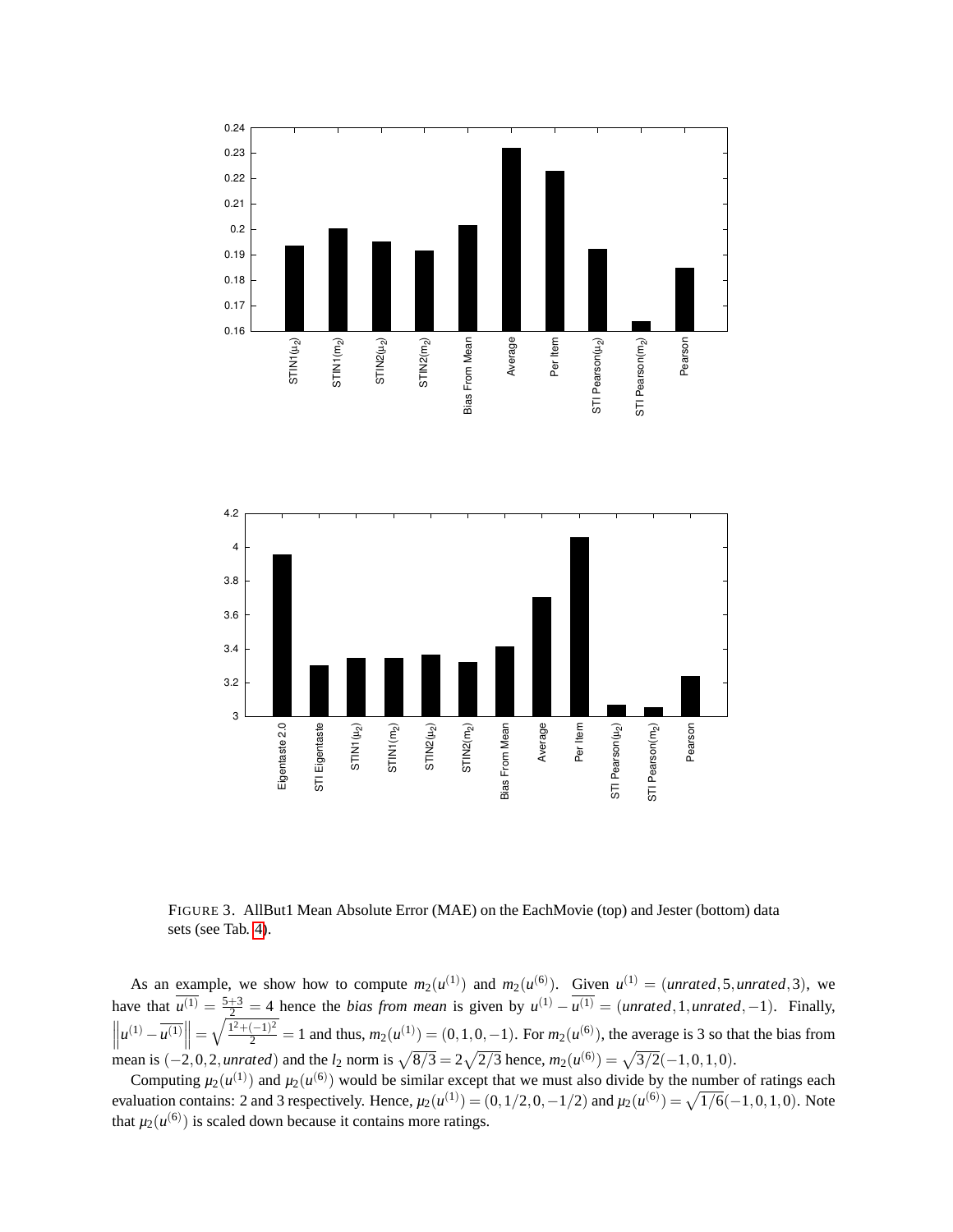FIGURE 3. AllBut1 Mean Absolute Error (MAE) on the EachMovie (top) and Jester (bottom) data sets (see Tab. 4).

As an example, we show how to compute $m_2(u^{(1)})$ and $m_2(u^{(6)})$. Given $u^{(1)} = (\textit{unrated}, 5, \textit{unrated}, 3)$, we have that $\overline{u^{(1)}} = \frac{5+3}{2} = 4$ hence the *bias from mean* is given by $u^{(1)} - \overline{u^{(1)}} = (\textit{unrated}, 1, \textit{unrated}, -1)$. Finally, $\left\| u^{(1)} - \overline{u^{(1)}} \right\| = \sqrt{\frac{1^2+(-1)^2}{2}} = 1$ and thus, $m_2(u^{(1)}) = (0, 1, 0, -1)$. For $m_2(u^{(6)})$, the average is 3 so that the bias from mean is $(-2, 0, 2, \textit{unrated})$ and the $l_2$ norm is $\sqrt{8/3} = 2\sqrt{2/3}$ hence, $m_2(u^{(6)}) = \sqrt{3/2}(-1, 0, 1, 0)$.

Computing $\mu_2(u^{(1)})$ and $\mu_2(u^{(6)})$ would be similar except that we must also divide by the number of ratings each evaluation contains: 2 and 3 respectively. Hence, $\mu_2(u^{(1)}) = (0, 1/2, 0, -1/2)$ and $\mu_2(u^{(6)}) = \sqrt{1/6}(-1, 0, 1, 0)$. Note that $\mu_2(u^{(6)})$ is scaled down because it contains more ratings.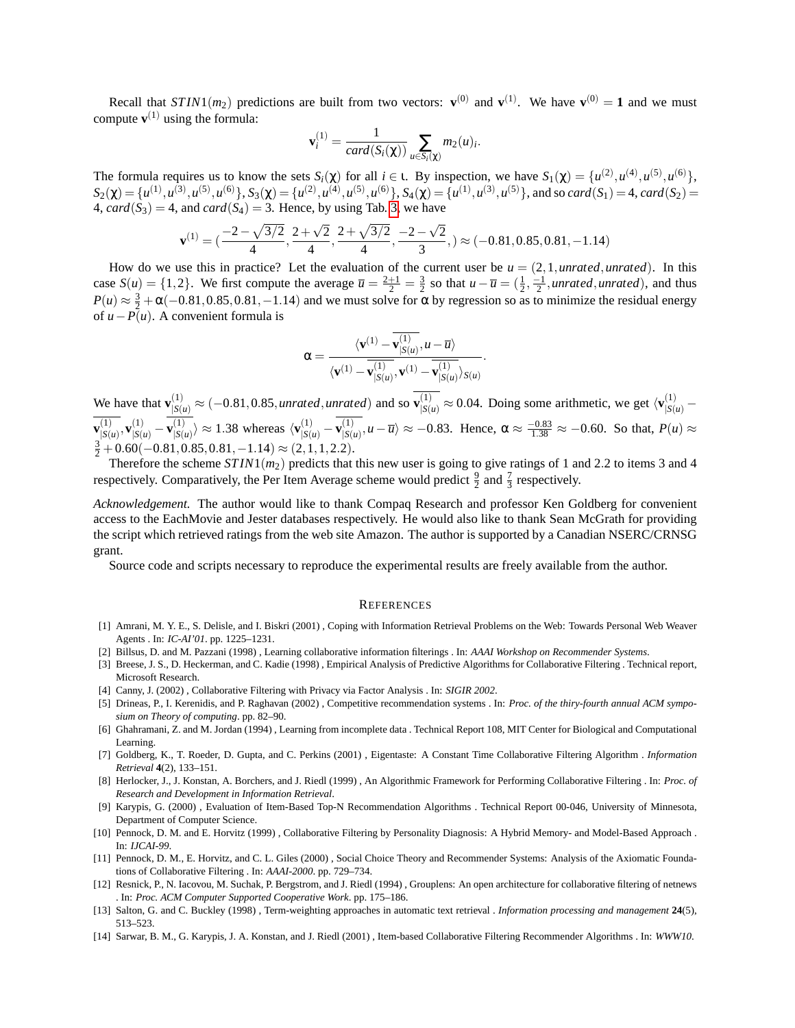Recall that $STIN1(m_2)$ predictions are built from two vectors: $\mathbf{v}^{(0)}$ and $\mathbf{v}^{(1)}$. We have $\mathbf{v}^{(0)} = \mathbf{1}$ and we must compute $\mathbf{v}^{(1)}$ using the formula:

$$\mathbf{v}_i^{(1)} = \frac{1}{card(S_i(\chi))} \sum_{u \in S_i(\chi)} m_2(u)_i.$$

The formula requires us to know the sets $S_i(\chi)$ for all $i \in \iota$. By inspection, we have $S_1(\chi) = \{u^{(2)}, u^{(4)}, u^{(5)}, u^{(6)}\}$, $S_2(\chi) = \{u^{(1)}, u^{(3)}, u^{(5)}, u^{(6)}\}$, $S_3(\chi) = \{u^{(2)}, u^{(4)}, u^{(5)}, u^{(6)}\}$, $S_4(\chi) = \{u^{(1)}, u^{(3)}, u^{(5)}\}$, and so $card(S_1) = 4$, $card(S_2) = 4$, $card(S_3) = 4$, and $card(S_4) = 3$. Hence, by using Tab. 3, we have

$$\mathbf{v}^{(1)} = \left(\frac{-2-\sqrt{3/2}}{4}, \frac{2+\sqrt{2}}{4}, \frac{2+\sqrt{3/2}}{4}, \frac{-2-\sqrt{2}}{3},\right) \approx (-0.81, 0.85, 0.81, -1.14)$$

How do we use this in practice? Let the evaluation of the current user be $u = (2, 1, unrated, unrated)$. In this case $S(u) = \{1, 2\}$. We first compute the average $\bar{u} = \frac{2+1}{2} = \frac{3}{2}$ so that $u - \bar{u} = (\frac{1}{2}, \frac{-1}{2}, unrated, unrated)$, and thus $P(u) \approx \frac{3}{2} + \alpha(-0.81, 0.85, 0.81, -1.14)$ and we must solve for $\alpha$ by regression so as to minimize the residual energy of $u - P(u)$. A convenient formula is

$$\alpha = \frac{\langle \mathbf{v}^{(1)} - \overline{\mathbf{v}^{(1)}_{|S(u)}}, u - \bar{u} \rangle}{\langle \mathbf{v}^{(1)} - \overline{\mathbf{v}^{(1)}_{|S(u)}}, \mathbf{v}^{(1)} - \overline{\mathbf{v}^{(1)}_{|S(u)}} \rangle_{S(u)}}.$$

We have that $\mathbf{v}^{(1)}_{|S(u)} \approx (-0.81, 0.85, unrated, unrated)$ and so $\overline{\mathbf{v}^{(1)}_{|S(u)}} \approx 0.04$. Doing some arithmetic, we get $\langle \mathbf{v}^{(1)}_{|S(u)} - \overline{\mathbf{v}^{(1)}_{|S(u)}}, \mathbf{v}^{(1)}_{|S(u)} - \overline{\mathbf{v}^{(1)}_{|S(u)}} \rangle \approx 1.38$ whereas $\langle \mathbf{v}^{(1)}_{|S(u)} - \overline{\mathbf{v}^{(1)}_{|S(u)}}, u - \bar{u} \rangle \approx -0.83$. Hence, $\alpha \approx \frac{-0.83}{1.38} \approx -0.60$. So that, $P(u) \approx \frac{3}{2} + 0.60(-0.81, 0.85, 0.81, -1.14) \approx (2, 1, 1, 2.2)$.

Therefore the scheme $STIN1(m_2)$ predicts that this new user is going to give ratings of 1 and 2.2 to items 3 and 4 respectively. Comparatively, the Per Item Average scheme would predict $\frac{9}{2}$ and $\frac{7}{3}$ respectively.

*Acknowledgement.* The author would like to thank Compaq Research and professor Ken Goldberg for convenient access to the EachMovie and Jester databases respectively. He would also like to thank Sean McGrath for providing the script which retrieved ratings from the web site Amazon. The author is supported by a Canadian NSERC/CRNSG grant.

Source code and scripts necessary to reproduce the experimental results are freely available from the author.

## References

[1] Amrani, M. Y. E., S. Delisle, and I. Biskri (2001) , Coping with Information Retrieval Problems on the Web: Towards Personal Web Weaver Agents . In: *IC-AI'01*. pp. 1225–1231.

[2] Billsus, D. and M. Pazzani (1998) , Learning collaborative information filterings . In: *AAAI Workshop on Recommender Systems*.

[3] Breese, J. S., D. Heckerman, and C. Kadie (1998) , Empirical Analysis of Predictive Algorithms for Collaborative Filtering . Technical report, Microsoft Research.

[4] Canny, J. (2002) , Collaborative Filtering with Privacy via Factor Analysis . In: *SIGIR 2002*.

[5] Drineas, P., I. Kerenidis, and P. Raghavan (2002) , Competitive recommendation systems . In: *Proc. of the thiry-fourth annual ACM symposium on Theory of computing*. pp. 82–90.

[6] Ghahramani, Z. and M. Jordan (1994) , Learning from incomplete data . Technical Report 108, MIT Center for Biological and Computational Learning.

[7] Goldberg, K., T. Roeder, D. Gupta, and C. Perkins (2001) , Eigentaste: A Constant Time Collaborative Filtering Algorithm . *Information Retrieval* **4**(2), 133–151.

[8] Herlocker, J., J. Konstan, A. Borchers, and J. Riedl (1999) , An Algorithmic Framework for Performing Collaborative Filtering . In: *Proc. of Research and Development in Information Retrieval*.

[9] Karypis, G. (2000) , Evaluation of Item-Based Top-N Recommendation Algorithms . Technical Report 00-046, University of Minnesota, Department of Computer Science.

[10] Pennock, D. M. and E. Horvitz (1999) , Collaborative Filtering by Personality Diagnosis: A Hybrid Memory- and Model-Based Approach . In: *IJCAI-99*.

[11] Pennock, D. M., E. Horvitz, and C. L. Giles (2000) , Social Choice Theory and Recommender Systems: Analysis of the Axiomatic Foundations of Collaborative Filtering . In: *AAAI-2000*. pp. 729–734.

[12] Resnick, P., N. Iacovou, M. Suchak, P. Bergstrom, and J. Riedl (1994) , Grouplens: An open architecture for collaborative filtering of netnews . In: *Proc. ACM Computer Supported Cooperative Work*. pp. 175–186.

[13] Salton, G. and C. Buckley (1998) , Term-weighting approaches in automatic text retrieval . *Information processing and management* **24**(5), 513–523.

[14] Sarwar, B. M., G. Karypis, J. A. Konstan, and J. Riedl (2001) , Item-based Collaborative Filtering Recommender Algorithms . In: *WWW10*.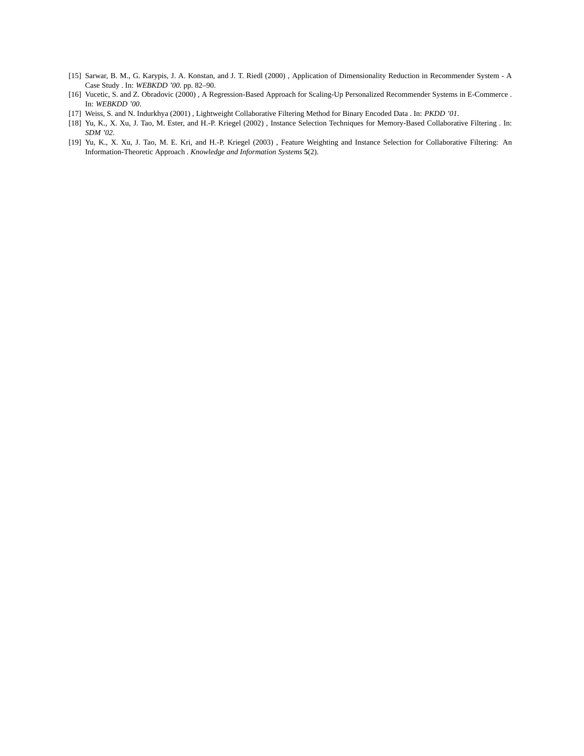[15] Sarwar, B. M., G. Karypis, J. A. Konstan, and J. T. Riedl (2000) , Application of Dimensionality Reduction in Recommender System - A Case Study . In: *WEBKDD '00*. pp. 82–90.

[16] Vucetic, S. and Z. Obradovic (2000) , A Regression-Based Approach for Scaling-Up Personalized Recommender Systems in E-Commerce . In: *WEBKDD '00*.

[17] Weiss, S. and N. Indurkhya (2001) , Lightweight Collaborative Filtering Method for Binary Encoded Data . In: *PKDD '01*.

[18] Yu, K., X. Xu, J. Tao, M. Ester, and H.-P. Kriegel (2002) , Instance Selection Techniques for Memory-Based Collaborative Filtering . In: *SDM '02*.

[19] Yu, K., X. Xu, J. Tao, M. E. Kri, and H.-P. Kriegel (2003) , Feature Weighting and Instance Selection for Collaborative Filtering: An Information-Theoretic Approach . *Knowledge and Information Systems* **5**(2).